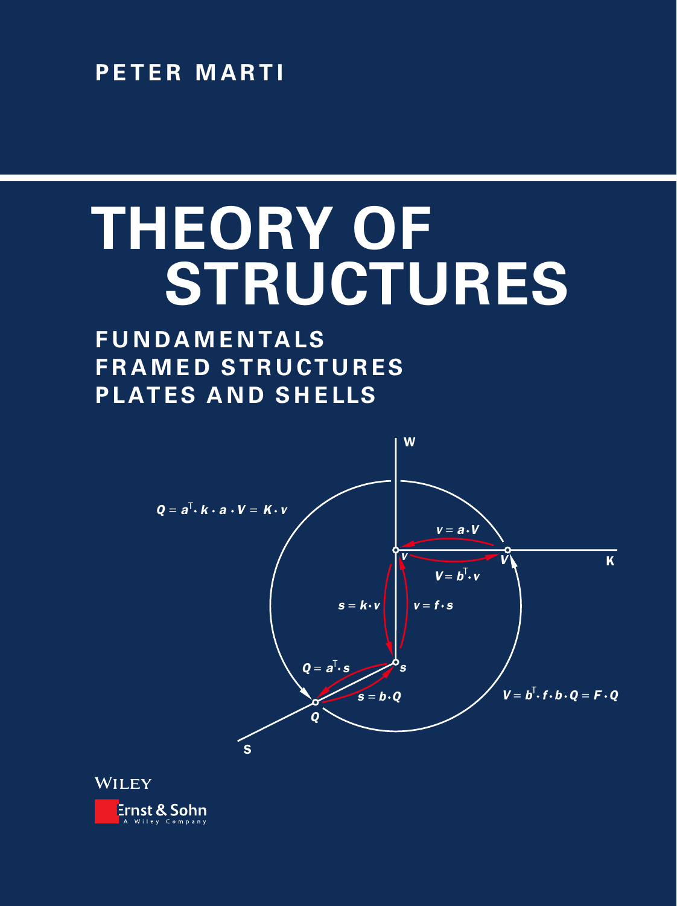PETER MARTI

# THEORY OF STRUCTURES

## FUNDAMENTALS
## FRAMED STRUCTURES
## PLATES AND SHELLS

W

$Q = a^T \cdot k \cdot a \cdot V = K \cdot v$

$v = a \cdot V$

$V = b^T \cdot v$

K

$s = k \cdot v$

$v = f \cdot s$

$Q = a^T \cdot s$

$s = b \cdot Q$

$V = b^T \cdot f \cdot b \cdot Q = F \cdot Q$

S

WILEY

Ernst & Sohn
A Wiley Company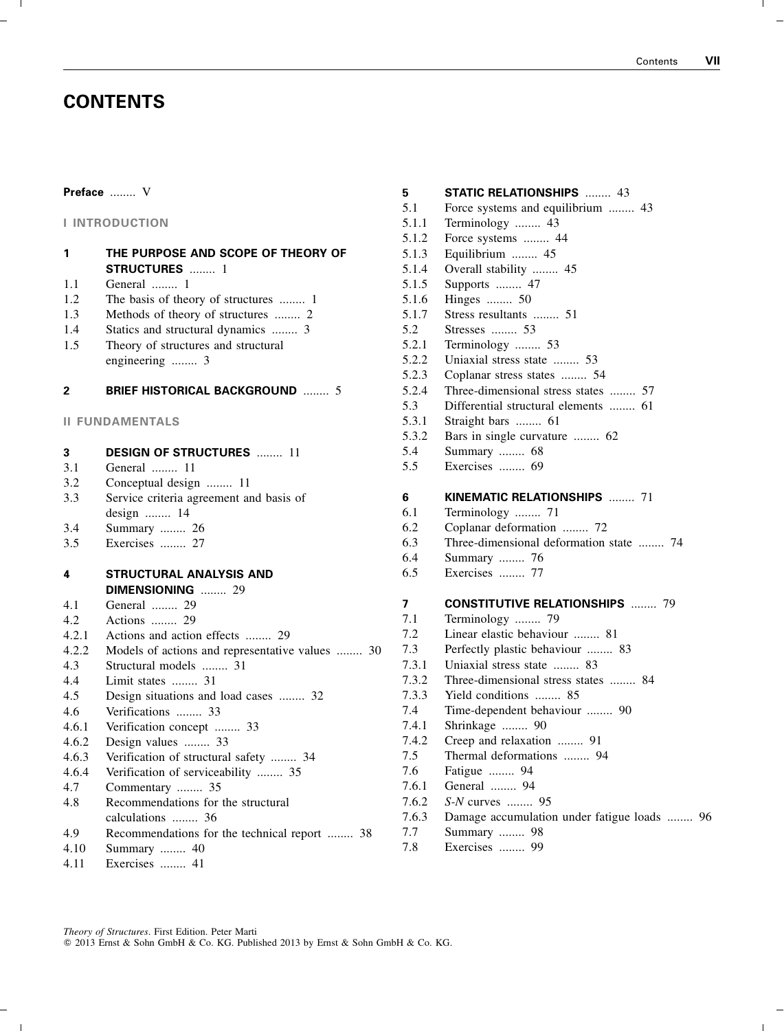# CONTENTS

**Preface** ........ V

**I INTRODUCTION**

**1 THE PURPOSE AND SCOPE OF THEORY OF STRUCTURES** ........ 1
1.1 General ........ 1
1.2 The basis of theory of structures ........ 1
1.3 Methods of theory of structures ........ 2
1.4 Statics and structural dynamics ........ 3
1.5 Theory of structures and structural engineering ........ 3

**2 BRIEF HISTORICAL BACKGROUND** ........ 5

**II FUNDAMENTALS**

**3 DESIGN OF STRUCTURES** ........ 11
3.1 General ........ 11
3.2 Conceptual design ........ 11
3.3 Service criteria agreement and basis of design ........ 14
3.4 Summary ........ 26
3.5 Exercises ........ 27

**4 STRUCTURAL ANALYSIS AND DIMENSIONING** ........ 29
4.1 General ........ 29
4.2 Actions ........ 29
4.2.1 Actions and action effects ........ 29
4.2.2 Models of actions and representative values ........ 30
4.3 Structural models ........ 31
4.4 Limit states ........ 31
4.5 Design situations and load cases ........ 32
4.6 Verifications ........ 33
4.6.1 Verification concept ........ 33
4.6.2 Design values ........ 33
4.6.3 Verification of structural safety ........ 34
4.6.4 Verification of serviceability ........ 35
4.7 Commentary ........ 35
4.8 Recommendations for the structural calculations ........ 36
4.9 Recommendations for the technical report ........ 38
4.10 Summary ........ 40
4.11 Exercises ........ 41

**5 STATIC RELATIONSHIPS** ........ 43
5.1 Force systems and equilibrium ........ 43
5.1.1 Terminology ........ 43
5.1.2 Force systems ........ 44
5.1.3 Equilibrium ........ 45
5.1.4 Overall stability ........ 45
5.1.5 Supports ........ 47
5.1.6 Hinges ........ 50
5.1.7 Stress resultants ........ 51
5.2 Stresses ........ 53
5.2.1 Terminology ........ 53
5.2.2 Uniaxial stress state ........ 53
5.2.3 Coplanar stress states ........ 54
5.2.4 Three-dimensional stress states ........ 57
5.3 Differential structural elements ........ 61
5.3.1 Straight bars ........ 61
5.3.2 Bars in single curvature ........ 62
5.4 Summary ........ 68
5.5 Exercises ........ 69

**6 KINEMATIC RELATIONSHIPS** ........ 71
6.1 Terminology ........ 71
6.2 Coplanar deformation ........ 72
6.3 Three-dimensional deformation state ........ 74
6.4 Summary ........ 76
6.5 Exercises ........ 77

**7 CONSTITUTIVE RELATIONSHIPS** ........ 79
7.1 Terminology ........ 79
7.2 Linear elastic behaviour ........ 81
7.3 Perfectly plastic behaviour ........ 83
7.3.1 Uniaxial stress state ........ 83
7.3.2 Three-dimensional stress states ........ 84
7.3.3 Yield conditions ........ 85
7.4 Time-dependent behaviour ........ 90
7.4.1 Shrinkage ........ 90
7.4.2 Creep and relaxation ........ 91
7.5 Thermal deformations ........ 94
7.6 Fatigue ........ 94
7.6.1 General ........ 94
7.6.2 *S-N* curves ........ 95
7.6.3 Damage accumulation under fatigue loads ........ 96
7.7 Summary ........ 98
7.8 Exercises ........ 99

*Theory of Structures*. First Edition. Peter Marti
© 2013 Ernst & Sohn GmbH & Co. KG. Published 2013 by Ernst & Sohn GmbH & Co. KG.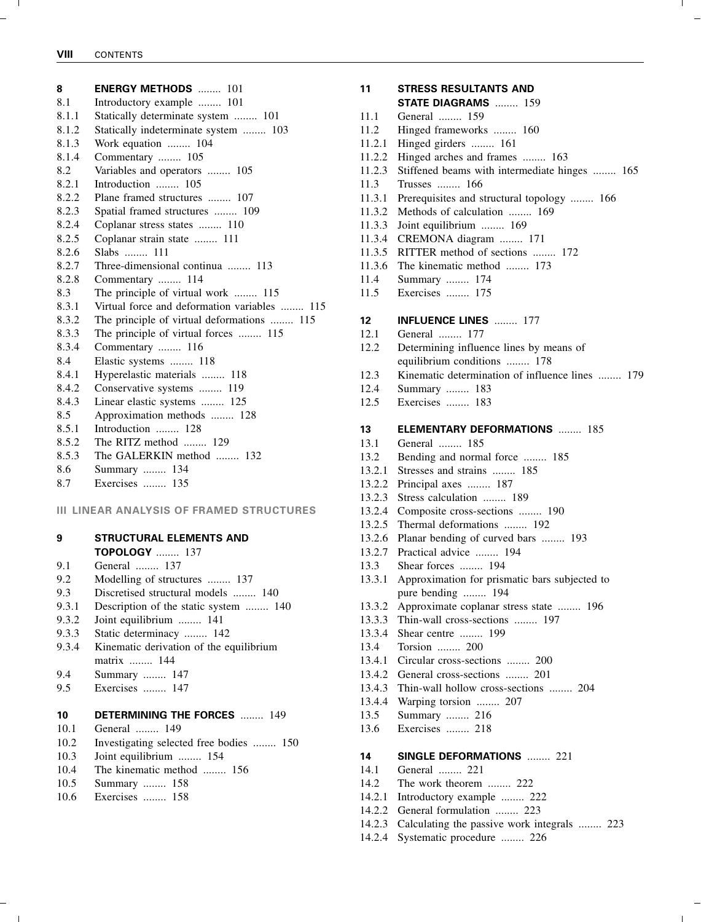**8 ENERGY METHODS** ........ 101
8.1 Introductory example ........ 101
8.1.1 Statically determinate system ........ 101
8.1.2 Statically indeterminate system ........ 103
8.1.3 Work equation ........ 104
8.1.4 Commentary ........ 105
8.2 Variables and operators ........ 105
8.2.1 Introduction ........ 105
8.2.2 Plane framed structures ........ 107
8.2.3 Spatial framed structures ........ 109
8.2.4 Coplanar stress states ........ 110
8.2.5 Coplanar strain state ........ 111
8.2.6 Slabs ........ 111
8.2.7 Three-dimensional continua ........ 113
8.2.8 Commentary ........ 114
8.3 The principle of virtual work ........ 115
8.3.1 Virtual force and deformation variables ........ 115
8.3.2 The principle of virtual deformations ........ 115
8.3.3 The principle of virtual forces ........ 115
8.3.4 Commentary ........ 116
8.4 Elastic systems ........ 118
8.4.1 Hyperelastic materials ........ 118
8.4.2 Conservative systems ........ 119
8.4.3 Linear elastic systems ........ 125
8.5 Approximation methods ........ 128
8.5.1 Introduction ........ 128
8.5.2 The RITZ method ........ 129
8.5.3 The GALERKIN method ........ 132
8.6 Summary ........ 134
8.7 Exercises ........ 135

**III LINEAR ANALYSIS OF FRAMED STRUCTURES**

**9 STRUCTURAL ELEMENTS AND TOPOLOGY** ........ 137
9.1 General ........ 137
9.2 Modelling of structures ........ 137
9.3 Discretised structural models ........ 140
9.3.1 Description of the static system ........ 140
9.3.2 Joint equilibrium ........ 141
9.3.3 Static determinacy ........ 142
9.3.4 Kinematic derivation of the equilibrium matrix ........ 144
9.4 Summary ........ 147
9.5 Exercises ........ 147

**10 DETERMINING THE FORCES** ........ 149
10.1 General ........ 149
10.2 Investigating selected free bodies ........ 150
10.3 Joint equilibrium ........ 154
10.4 The kinematic method ........ 156
10.5 Summary ........ 158
10.6 Exercises ........ 158

**11 STRESS RESULTANTS AND STATE DIAGRAMS** ........ 159
11.1 General ........ 159
11.2 Hinged frameworks ........ 160
11.2.1 Hinged girders ........ 161
11.2.2 Hinged arches and frames ........ 163
11.2.3 Stiffened beams with intermediate hinges ........ 165
11.3 Trusses ........ 166
11.3.1 Prerequisites and structural topology ........ 166
11.3.2 Methods of calculation ........ 169
11.3.3 Joint equilibrium ........ 169
11.3.4 CREMONA diagram ........ 171
11.3.5 RITTER method of sections ........ 172
11.3.6 The kinematic method ........ 173
11.4 Summary ........ 174
11.5 Exercises ........ 175

**12 INFLUENCE LINES** ........ 177
12.1 General ........ 177
12.2 Determining influence lines by means of equilibrium conditions ........ 178
12.3 Kinematic determination of influence lines ........ 179
12.4 Summary ........ 183
12.5 Exercises ........ 183

**13 ELEMENTARY DEFORMATIONS** ........ 185
13.1 General ........ 185
13.2 Bending and normal force ........ 185
13.2.1 Stresses and strains ........ 185
13.2.2 Principal axes ........ 187
13.2.3 Stress calculation ........ 189
13.2.4 Composite cross-sections ........ 190
13.2.5 Thermal deformations ........ 192
13.2.6 Planar bending of curved bars ........ 193
13.2.7 Practical advice ........ 194
13.3 Shear forces ........ 194
13.3.1 Approximation for prismatic bars subjected to pure bending ........ 194
13.3.2 Approximate coplanar stress state ........ 196
13.3.3 Thin-wall cross-sections ........ 197
13.3.4 Shear centre ........ 199
13.4 Torsion ........ 200
13.4.1 Circular cross-sections ........ 200
13.4.2 General cross-sections ........ 201
13.4.3 Thin-wall hollow cross-sections ........ 204
13.4.4 Warping torsion ........ 207
13.5 Summary ........ 216
13.6 Exercises ........ 218

**14 SINGLE DEFORMATIONS** ........ 221
14.1 General ........ 221
14.2 The work theorem ........ 222
14.2.1 Introductory example ........ 222
14.2.2 General formulation ........ 223
14.2.3 Calculating the passive work integrals ........ 223
14.2.4 Systematic procedure ........ 226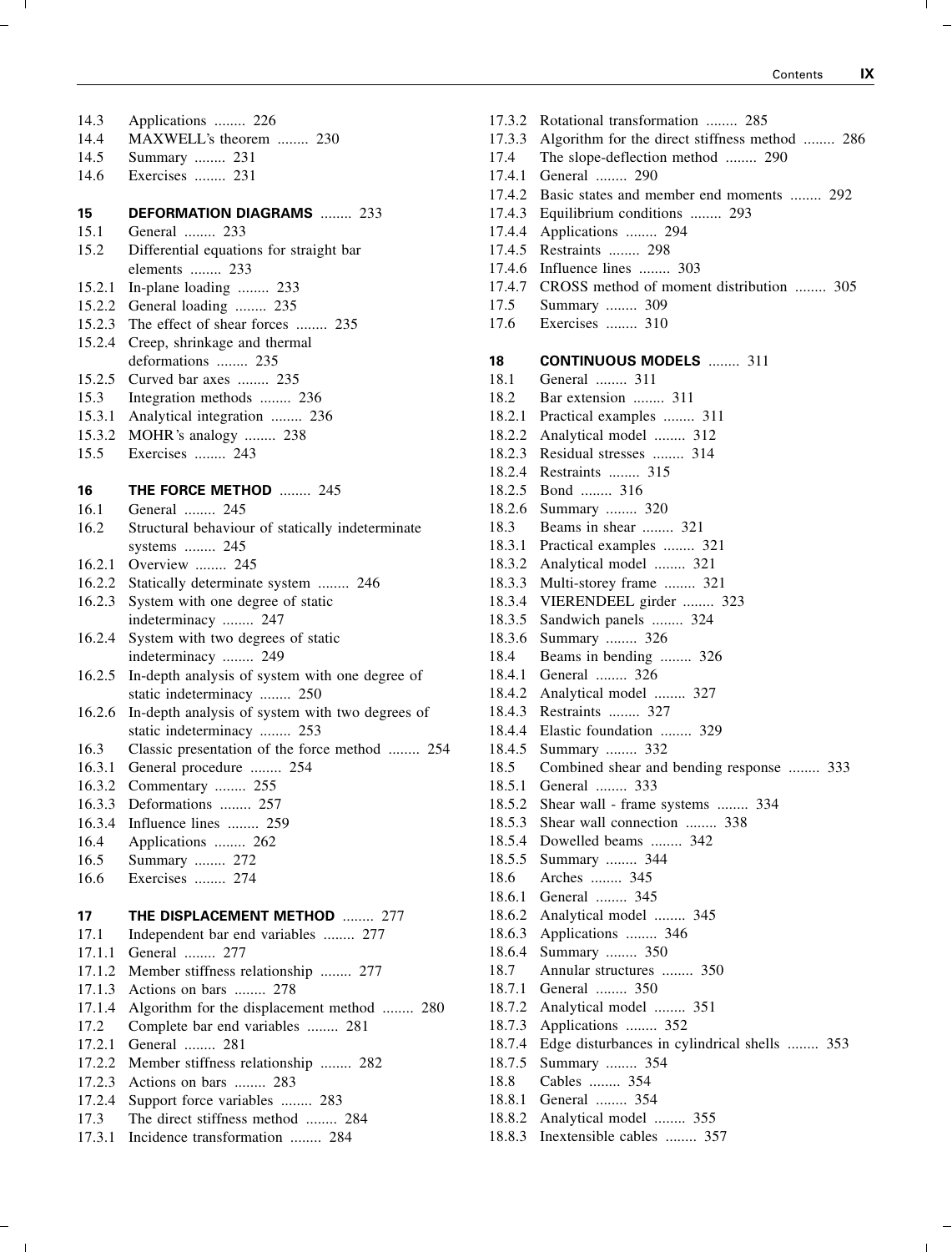14.3 Applications ........ 226
14.4 MAXWELL's theorem ........ 230
14.5 Summary ........ 231
14.6 Exercises ........ 231

**15 DEFORMATION DIAGRAMS** ........ 233
15.1 General ........ 233
15.2 Differential equations for straight bar elements ........ 233
15.2.1 In-plane loading ........ 233
15.2.2 General loading ........ 235
15.2.3 The effect of shear forces ........ 235
15.2.4 Creep, shrinkage and thermal deformations ........ 235
15.2.5 Curved bar axes ........ 235
15.3 Integration methods ........ 236
15.3.1 Analytical integration ........ 236
15.3.2 MOHR's analogy ........ 238
15.5 Exercises ........ 243

**16 THE FORCE METHOD** ........ 245
16.1 General ........ 245
16.2 Structural behaviour of statically indeterminate systems ........ 245
16.2.1 Overview ........ 245
16.2.2 Statically determinate system ........ 246
16.2.3 System with one degree of static indeterminacy ........ 247
16.2.4 System with two degrees of static indeterminacy ........ 249
16.2.5 In-depth analysis of system with one degree of static indeterminacy ........ 250
16.2.6 In-depth analysis of system with two degrees of static indeterminacy ........ 253
16.3 Classic presentation of the force method ........ 254
16.3.1 General procedure ........ 254
16.3.2 Commentary ........ 255
16.3.3 Deformations ........ 257
16.3.4 Influence lines ........ 259
16.4 Applications ........ 262
16.5 Summary ........ 272
16.6 Exercises ........ 274

**17 THE DISPLACEMENT METHOD** ........ 277
17.1 Independent bar end variables ........ 277
17.1.1 General ........ 277
17.1.2 Member stiffness relationship ........ 277
17.1.3 Actions on bars ........ 278
17.1.4 Algorithm for the displacement method ........ 280
17.2 Complete bar end variables ........ 281
17.2.1 General ........ 281
17.2.2 Member stiffness relationship ........ 282
17.2.3 Actions on bars ........ 283
17.2.4 Support force variables ........ 283
17.3 The direct stiffness method ........ 284
17.3.1 Incidence transformation ........ 284
17.3.2 Rotational transformation ........ 285
17.3.3 Algorithm for the direct stiffness method ........ 286
17.4 The slope-deflection method ........ 290
17.4.1 General ........ 290
17.4.2 Basic states and member end moments ........ 292
17.4.3 Equilibrium conditions ........ 293
17.4.4 Applications ........ 294
17.4.5 Restraints ........ 298
17.4.6 Influence lines ........ 303
17.4.7 CROSS method of moment distribution ........ 305
17.5 Summary ........ 309
17.6 Exercises ........ 310

**18 CONTINUOUS MODELS** ........ 311
18.1 General ........ 311
18.2 Bar extension ........ 311
18.2.1 Practical examples ........ 311
18.2.2 Analytical model ........ 312
18.2.3 Residual stresses ........ 314
18.2.4 Restraints ........ 315
18.2.5 Bond ........ 316
18.2.6 Summary ........ 320
18.3 Beams in shear ........ 321
18.3.1 Practical examples ........ 321
18.3.2 Analytical model ........ 321
18.3.3 Multi-storey frame ........ 321
18.3.4 VIERENDEEL girder ........ 323
18.3.5 Sandwich panels ........ 324
18.3.6 Summary ........ 326
18.4 Beams in bending ........ 326
18.4.1 General ........ 326
18.4.2 Analytical model ........ 327
18.4.3 Restraints ........ 327
18.4.4 Elastic foundation ........ 329
18.4.5 Summary ........ 332
18.5 Combined shear and bending response ........ 333
18.5.1 General ........ 333
18.5.2 Shear wall - frame systems ........ 334
18.5.3 Shear wall connection ........ 338
18.5.4 Dowelled beams ........ 342
18.5.5 Summary ........ 344
18.6 Arches ........ 345
18.6.1 General ........ 345
18.6.2 Analytical model ........ 345
18.6.3 Applications ........ 346
18.6.4 Summary ........ 350
18.7 Annular structures ........ 350
18.7.1 General ........ 350
18.7.2 Analytical model ........ 351
18.7.3 Applications ........ 352
18.7.4 Edge disturbances in cylindrical shells ........ 353
18.7.5 Summary ........ 354
18.8 Cables ........ 354
18.8.1 General ........ 354
18.8.2 Analytical model ........ 355
18.8.3 Inextensible cables ........ 357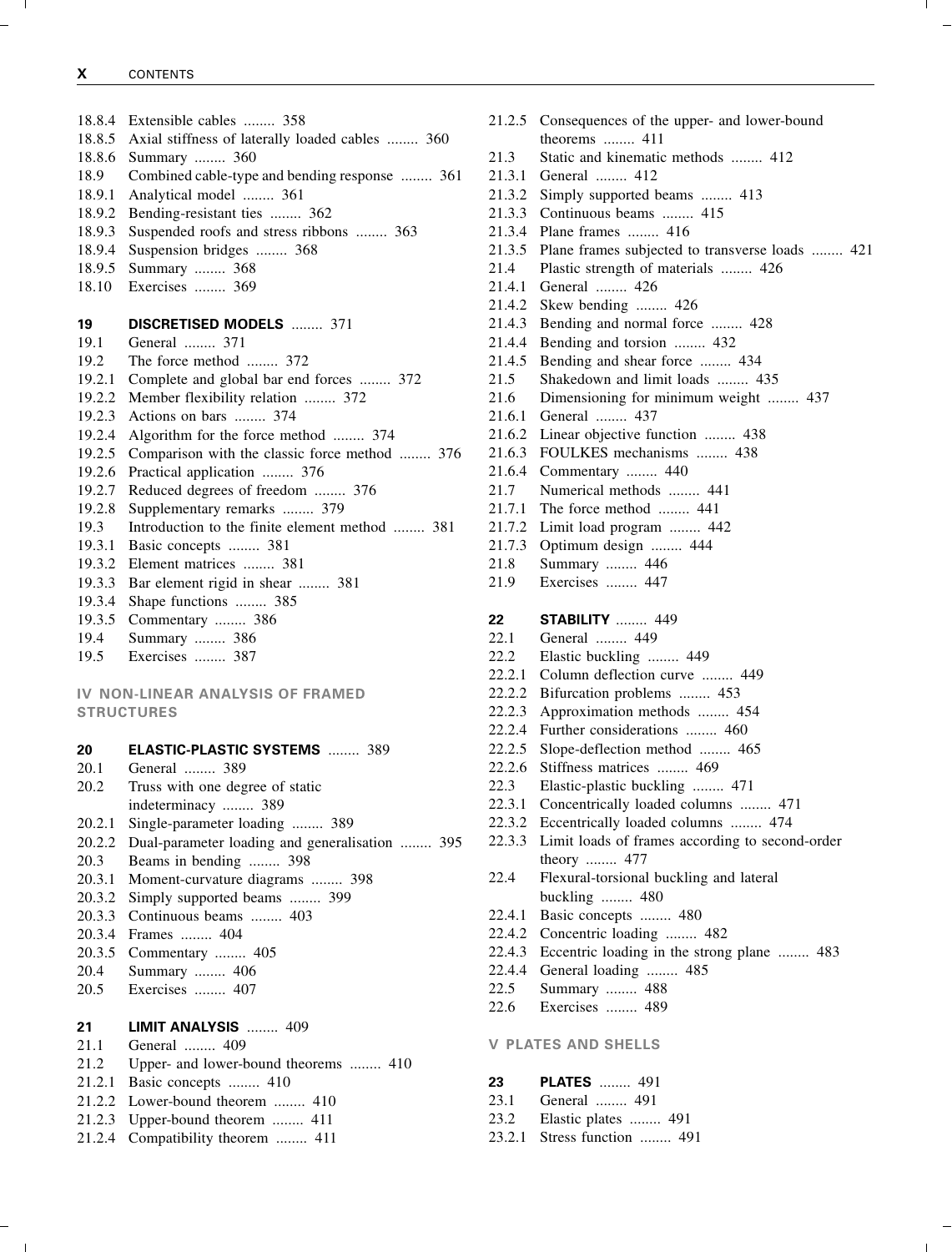18.8.4 Extensible cables ........ 358
18.8.5 Axial stiffness of laterally loaded cables ........ 360
18.8.6 Summary ........ 360
18.9 Combined cable-type and bending response ........ 361
18.9.1 Analytical model ........ 361
18.9.2 Bending-resistant ties ........ 362
18.9.3 Suspended roofs and stress ribbons ........ 363
18.9.4 Suspension bridges ........ 368
18.9.5 Summary ........ 368
18.10 Exercises ........ 369

**19 DISCRETISED MODELS** ........ 371
19.1 General ........ 371
19.2 The force method ........ 372
19.2.1 Complete and global bar end forces ........ 372
19.2.2 Member flexibility relation ........ 372
19.2.3 Actions on bars ........ 374
19.2.4 Algorithm for the force method ........ 374
19.2.5 Comparison with the classic force method ........ 376
19.2.6 Practical application ........ 376
19.2.7 Reduced degrees of freedom ........ 376
19.2.8 Supplementary remarks ........ 379
19.3 Introduction to the finite element method ........ 381
19.3.1 Basic concepts ........ 381
19.3.2 Element matrices ........ 381
19.3.3 Bar element rigid in shear ........ 381
19.3.4 Shape functions ........ 385
19.3.5 Commentary ........ 386
19.4 Summary ........ 386
19.5 Exercises ........ 387

**IV NON-LINEAR ANALYSIS OF FRAMED STRUCTURES**

**20 ELASTIC-PLASTIC SYSTEMS** ........ 389
20.1 General ........ 389
20.2 Truss with one degree of static indeterminacy ........ 389
20.2.1 Single-parameter loading ........ 389
20.2.2 Dual-parameter loading and generalisation ........ 395
20.3 Beams in bending ........ 398
20.3.1 Moment-curvature diagrams ........ 398
20.3.2 Simply supported beams ........ 399
20.3.3 Continuous beams ........ 403
20.3.4 Frames ........ 404
20.3.5 Commentary ........ 405
20.4 Summary ........ 406
20.5 Exercises ........ 407

**21 LIMIT ANALYSIS** ........ 409
21.1 General ........ 409
21.2 Upper- and lower-bound theorems ........ 410
21.2.1 Basic concepts ........ 410
21.2.2 Lower-bound theorem ........ 410
21.2.3 Upper-bound theorem ........ 411
21.2.4 Compatibility theorem ........ 411
21.2.5 Consequences of the upper- and lower-bound theorems ........ 411
21.3 Static and kinematic methods ........ 412
21.3.1 General ........ 412
21.3.2 Simply supported beams ........ 413
21.3.3 Continuous beams ........ 415
21.3.4 Plane frames ........ 416
21.3.5 Plane frames subjected to transverse loads ........ 421
21.4 Plastic strength of materials ........ 426
21.4.1 General ........ 426
21.4.2 Skew bending ........ 426
21.4.3 Bending and normal force ........ 428
21.4.4 Bending and torsion ........ 432
21.4.5 Bending and shear force ........ 434
21.5 Shakedown and limit loads ........ 435
21.6 Dimensioning for minimum weight ........ 437
21.6.1 General ........ 437
21.6.2 Linear objective function ........ 438
21.6.3 FOULKES mechanisms ........ 438
21.6.4 Commentary ........ 440
21.7 Numerical methods ........ 441
21.7.1 The force method ........ 441
21.7.2 Limit load program ........ 442
21.7.3 Optimum design ........ 444
21.8 Summary ........ 446
21.9 Exercises ........ 447

**22 STABILITY** ........ 449
22.1 General ........ 449
22.2 Elastic buckling ........ 449
22.2.1 Column deflection curve ........ 449
22.2.2 Bifurcation problems ........ 453
22.2.3 Approximation methods ........ 454
22.2.4 Further considerations ........ 460
22.2.5 Slope-deflection method ........ 465
22.2.6 Stiffness matrices ........ 469
22.3 Elastic-plastic buckling ........ 471
22.3.1 Concentrically loaded columns ........ 471
22.3.2 Eccentrically loaded columns ........ 474
22.3.3 Limit loads of frames according to second-order theory ........ 477
22.4 Flexural-torsional buckling and lateral buckling ........ 480
22.4.1 Basic concepts ........ 480
22.4.2 Concentric loading ........ 482
22.4.3 Eccentric loading in the strong plane ........ 483
22.4.4 General loading ........ 485
22.5 Summary ........ 488
22.6 Exercises ........ 489

**V PLATES AND SHELLS**

**23 PLATES** ........ 491
23.1 General ........ 491
23.2 Elastic plates ........ 491
23.2.1 Stress function ........ 491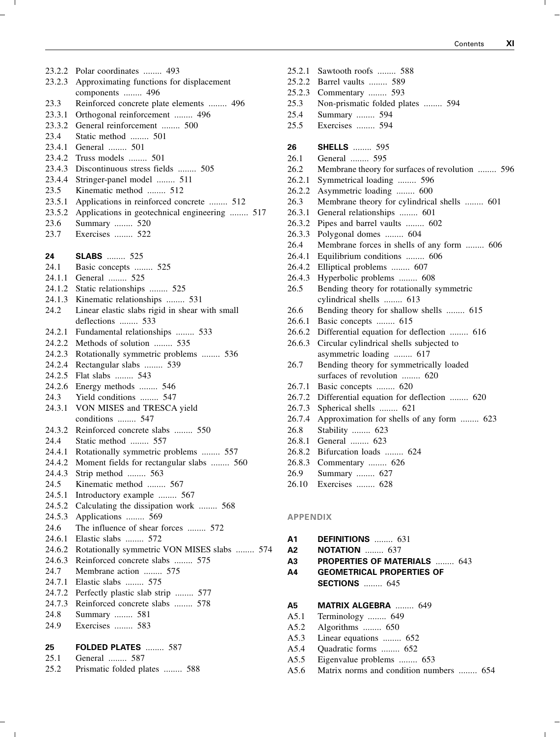23.2.2 Polar coordinates ........ 493
23.2.3 Approximating functions for displacement components ........ 496
23.3 Reinforced concrete plate elements ........ 496
23.3.1 Orthogonal reinforcement ........ 496
23.3.2 General reinforcement ........ 500
23.4 Static method ........ 501
23.4.1 General ........ 501
23.4.2 Truss models ........ 501
23.4.3 Discontinuous stress fields ........ 505
23.4.4 Stringer-panel model ........ 511
23.5 Kinematic method ........ 512
23.5.1 Applications in reinforced concrete ........ 512
23.5.2 Applications in geotechnical engineering ........ 517
23.6 Summary ........ 520
23.7 Exercises ........ 522

**24 SLABS** ........ 525
24.1 Basic concepts ........ 525
24.1.1 General ........ 525
24.1.2 Static relationships ........ 525
24.1.3 Kinematic relationships ........ 531
24.2 Linear elastic slabs rigid in shear with small deflections ........ 533
24.2.1 Fundamental relationships ........ 533
24.2.2 Methods of solution ........ 535
24.2.3 Rotationally symmetric problems ........ 536
24.2.4 Rectangular slabs ........ 539
24.2.5 Flat slabs ........ 543
24.2.6 Energy methods ........ 546
24.3 Yield conditions ........ 547
24.3.1 VON MISES and TRESCA yield conditions ........ 547
24.3.2 Reinforced concrete slabs ........ 550
24.4 Static method ........ 557
24.4.1 Rotationally symmetric problems ........ 557
24.4.2 Moment fields for rectangular slabs ........ 560
24.4.3 Strip method ........ 563
24.5 Kinematic method ........ 567
24.5.1 Introductory example ........ 567
24.5.2 Calculating the dissipation work ........ 568
24.5.3 Applications ........ 569
24.6 The influence of shear forces ........ 572
24.6.1 Elastic slabs ........ 572
24.6.2 Rotationally symmetric VON MISES slabs ........ 574
24.6.3 Reinforced concrete slabs ........ 575
24.7 Membrane action ........ 575
24.7.1 Elastic slabs ........ 575
24.7.2 Perfectly plastic slab strip ........ 577
24.7.3 Reinforced concrete slabs ........ 578
24.8 Summary ........ 581
24.9 Exercises ........ 583

**25 FOLDED PLATES** ........ 587
25.1 General ........ 587
25.2 Prismatic folded plates ........ 588
25.2.1 Sawtooth roofs ........ 588
25.2.2 Barrel vaults ........ 589
25.2.3 Commentary ........ 593
25.3 Non-prismatic folded plates ........ 594
25.4 Summary ........ 594
25.5 Exercises ........ 594

**26 SHELLS** ........ 595
26.1 General ........ 595
26.2 Membrane theory for surfaces of revolution ........ 596
26.2.1 Symmetrical loading ........ 596
26.2.2 Asymmetric loading ........ 600
26.3 Membrane theory for cylindrical shells ........ 601
26.3.1 General relationships ........ 601
26.3.2 Pipes and barrel vaults ........ 602
26.3.3 Polygonal domes ........ 604
26.4 Membrane forces in shells of any form ........ 606
26.4.1 Equilibrium conditions ........ 606
26.4.2 Elliptical problems ........ 607
26.4.3 Hyperbolic problems ........ 608
26.5 Bending theory for rotationally symmetric cylindrical shells ........ 613
26.6 Bending theory for shallow shells ........ 615
26.6.1 Basic concepts ........ 615
26.6.2 Differential equation for deflection ........ 616
26.6.3 Circular cylindrical shells subjected to asymmetric loading ........ 617
26.7 Bending theory for symmetrically loaded surfaces of revolution ........ 620
26.7.1 Basic concepts ........ 620
26.7.2 Differential equation for deflection ........ 620
26.7.3 Spherical shells ........ 621
26.7.4 Approximation for shells of any form ........ 623
26.8 Stability ........ 623
26.8.1 General ........ 623
26.8.2 Bifurcation loads ........ 624
26.8.3 Commentary ........ 626
26.9 Summary ........ 627
26.10 Exercises ........ 628

**APPENDIX**

**A1 DEFINITIONS** ........ 631
**A2 NOTATION** ........ 637
**A3 PROPERTIES OF MATERIALS** ........ 643
**A4 GEOMETRICAL PROPERTIES OF SECTIONS** ........ 645

**A5 MATRIX ALGEBRA** ........ 649
A5.1 Terminology ........ 649
A5.2 Algorithms ........ 650
A5.3 Linear equations ........ 652
A5.4 Quadratic forms ........ 652
A5.5 Eigenvalue problems ........ 653
A5.6 Matrix norms and condition numbers ........ 654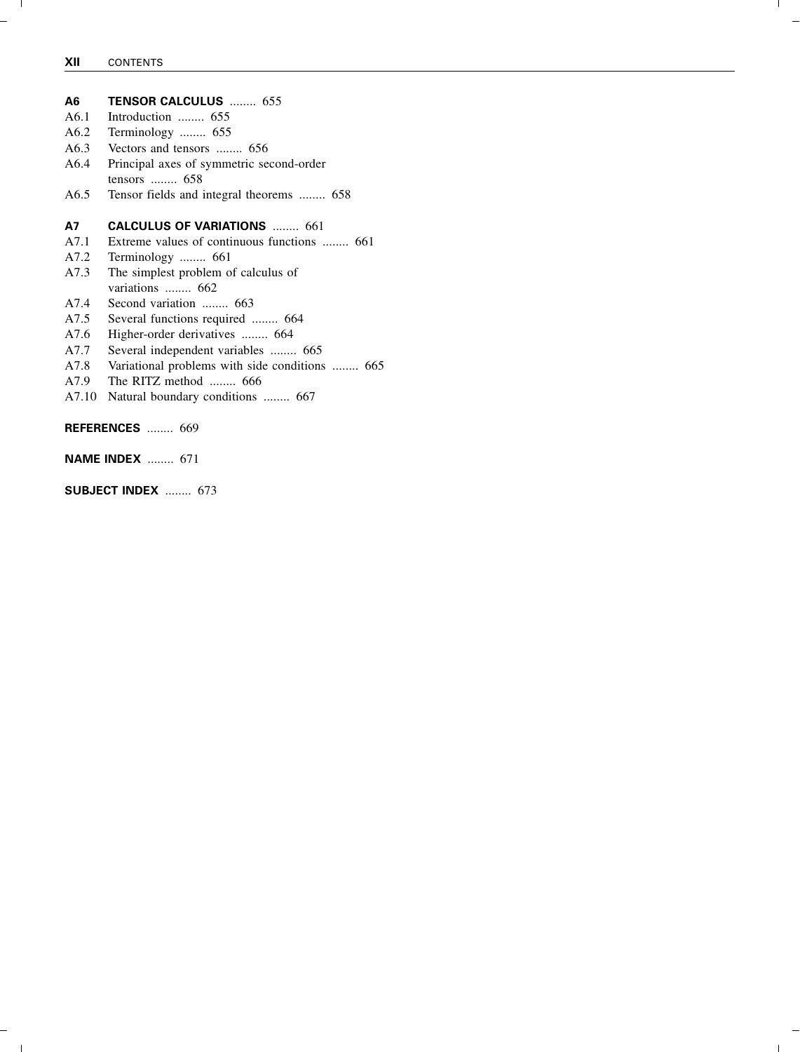**A6 TENSOR CALCULUS** ........ 655

A6.1 Introduction ........ 655

A6.2 Terminology ........ 655

A6.3 Vectors and tensors ........ 656

A6.4 Principal axes of symmetric second-order tensors ........ 658

A6.5 Tensor fields and integral theorems ........ 658

**A7 CALCULUS OF VARIATIONS** ........ 661

A7.1 Extreme values of continuous functions ........ 661

A7.2 Terminology ........ 661

A7.3 The simplest problem of calculus of variations ........ 662

A7.4 Second variation ........ 663

A7.5 Several functions required ........ 664

A7.6 Higher-order derivatives ........ 664

A7.7 Several independent variables ........ 665

A7.8 Variational problems with side conditions ........ 665

A7.9 The RITZ method ........ 666

A7.10 Natural boundary conditions ........ 667

**REFERENCES** ........ 669

**NAME INDEX** ........ 671

**SUBJECT INDEX** ........ 673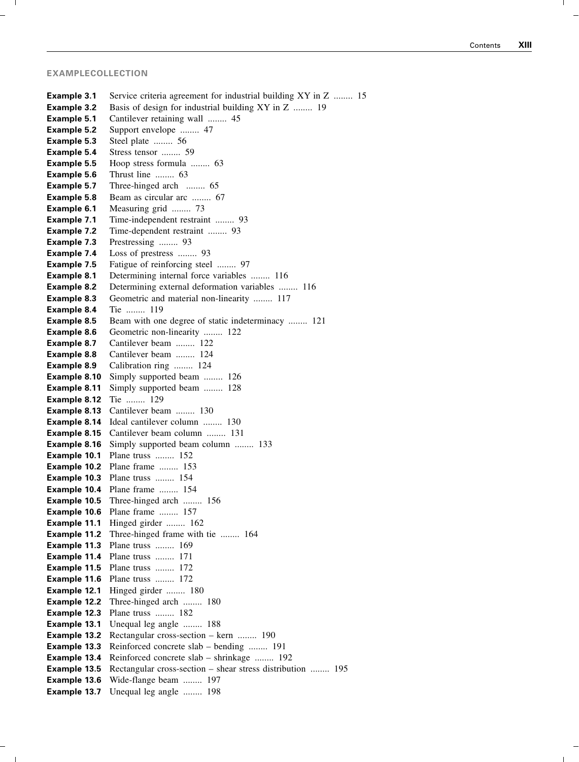## EXAMPLECOLLECTION

**Example 3.1** Service criteria agreement for industrial building XY in Z ........ 15
**Example 3.2** Basis of design for industrial building XY in Z ........ 19
**Example 5.1** Cantilever retaining wall ........ 45
**Example 5.2** Support envelope ........ 47
**Example 5.3** Steel plate ........ 56
**Example 5.4** Stress tensor ........ 59
**Example 5.5** Hoop stress formula ........ 63
**Example 5.6** Thrust line ........ 63
**Example 5.7** Three-hinged arch ........ 65
**Example 5.8** Beam as circular arc ........ 67
**Example 6.1** Measuring grid ........ 73
**Example 7.1** Time-independent restraint ........ 93
**Example 7.2** Time-dependent restraint ........ 93
**Example 7.3** Prestressing ........ 93
**Example 7.4** Loss of prestress ........ 93
**Example 7.5** Fatigue of reinforcing steel ........ 97
**Example 8.1** Determining internal force variables ........ 116
**Example 8.2** Determining external deformation variables ........ 116
**Example 8.3** Geometric and material non-linearity ........ 117
**Example 8.4** Tie ........ 119
**Example 8.5** Beam with one degree of static indeterminacy ........ 121
**Example 8.6** Geometric non-linearity ........ 122
**Example 8.7** Cantilever beam ........ 122
**Example 8.8** Cantilever beam ........ 124
**Example 8.9** Calibration ring ........ 124
**Example 8.10** Simply supported beam ........ 126
**Example 8.11** Simply supported beam ........ 128
**Example 8.12** Tie ........ 129
**Example 8.13** Cantilever beam ........ 130
**Example 8.14** Ideal cantilever column ........ 130
**Example 8.15** Cantilever beam column ........ 131
**Example 8.16** Simply supported beam column ........ 133
**Example 10.1** Plane truss ........ 152
**Example 10.2** Plane frame ........ 153
**Example 10.3** Plane truss ........ 154
**Example 10.4** Plane frame ........ 154
**Example 10.5** Three-hinged arch ........ 156
**Example 10.6** Plane frame ........ 157
**Example 11.1** Hinged girder ........ 162
**Example 11.2** Three-hinged frame with tie ........ 164
**Example 11.3** Plane truss ........ 169
**Example 11.4** Plane truss ........ 171
**Example 11.5** Plane truss ........ 172
**Example 11.6** Plane truss ........ 172
**Example 12.1** Hinged girder ........ 180
**Example 12.2** Three-hinged arch ........ 180
**Example 12.3** Plane truss ........ 182
**Example 13.1** Unequal leg angle ........ 188
**Example 13.2** Rectangular cross-section – kern ........ 190
**Example 13.3** Reinforced concrete slab – bending ........ 191
**Example 13.4** Reinforced concrete slab – shrinkage ........ 192
**Example 13.5** Rectangular cross-section – shear stress distribution ........ 195
**Example 13.6** Wide-flange beam ........ 197
**Example 13.7** Unequal leg angle ........ 198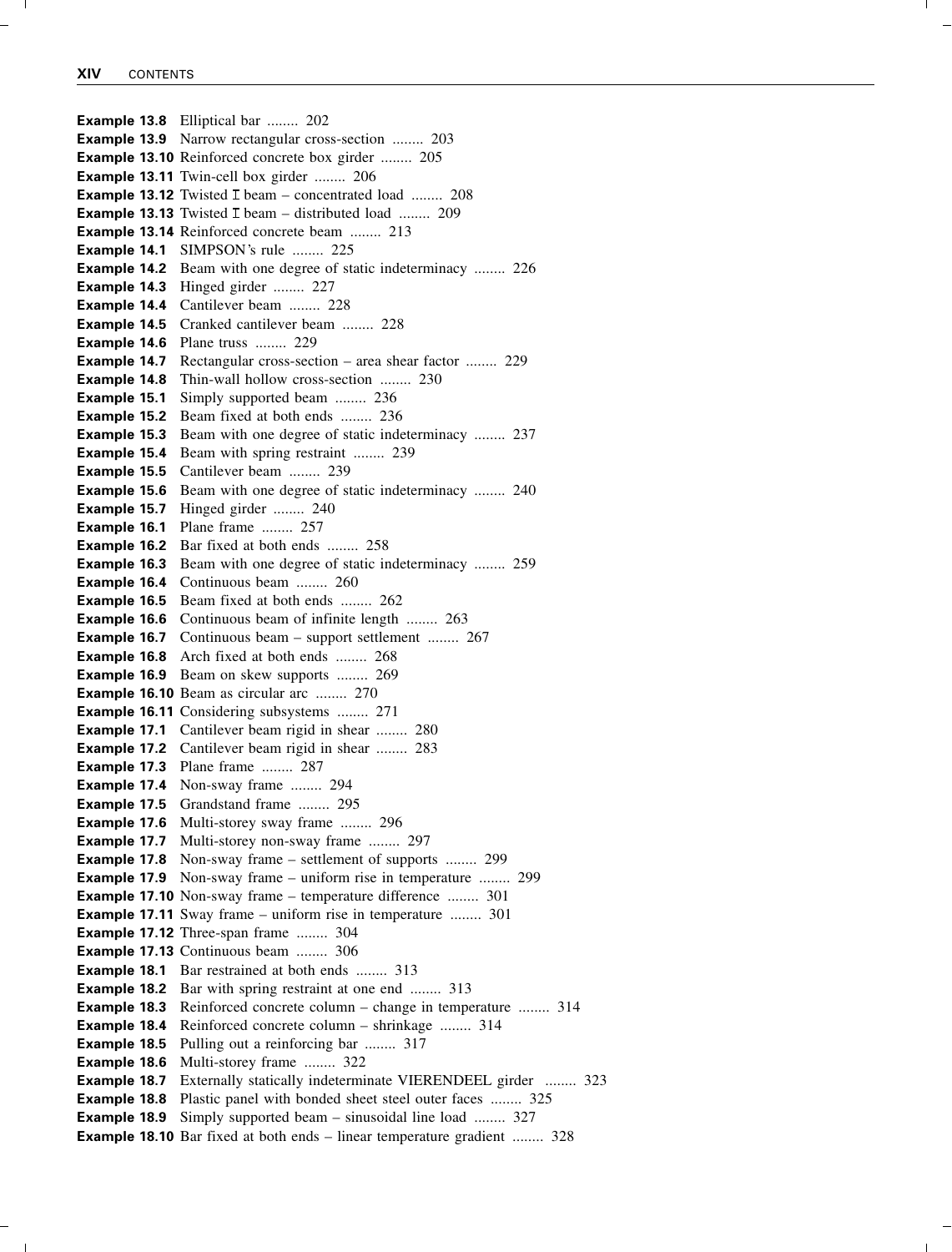**Example 13.8** Elliptical bar ........ 202
**Example 13.9** Narrow rectangular cross-section ........ 203
**Example 13.10** Reinforced concrete box girder ........ 205
**Example 13.11** Twin-cell box girder ........ 206
**Example 13.12** Twisted I beam – concentrated load ........ 208
**Example 13.13** Twisted I beam – distributed load ........ 209
**Example 13.14** Reinforced concrete beam ........ 213
**Example 14.1** SIMPSON's rule ........ 225
**Example 14.2** Beam with one degree of static indeterminacy ........ 226
**Example 14.3** Hinged girder ........ 227
**Example 14.4** Cantilever beam ........ 228
**Example 14.5** Cranked cantilever beam ........ 228
**Example 14.6** Plane truss ........ 229
**Example 14.7** Rectangular cross-section – area shear factor ........ 229
**Example 14.8** Thin-wall hollow cross-section ........ 230
**Example 15.1** Simply supported beam ........ 236
**Example 15.2** Beam fixed at both ends ........ 236
**Example 15.3** Beam with one degree of static indeterminacy ........ 237
**Example 15.4** Beam with spring restraint ........ 239
**Example 15.5** Cantilever beam ........ 239
**Example 15.6** Beam with one degree of static indeterminacy ........ 240
**Example 15.7** Hinged girder ........ 240
**Example 16.1** Plane frame ........ 257
**Example 16.2** Bar fixed at both ends ........ 258
**Example 16.3** Beam with one degree of static indeterminacy ........ 259
**Example 16.4** Continuous beam ........ 260
**Example 16.5** Beam fixed at both ends ........ 262
**Example 16.6** Continuous beam of infinite length ........ 263
**Example 16.7** Continuous beam – support settlement ........ 267
**Example 16.8** Arch fixed at both ends ........ 268
**Example 16.9** Beam on skew supports ........ 269
**Example 16.10** Beam as circular arc ........ 270
**Example 16.11** Considering subsystems ........ 271
**Example 17.1** Cantilever beam rigid in shear ........ 280
**Example 17.2** Cantilever beam rigid in shear ........ 283
**Example 17.3** Plane frame ........ 287
**Example 17.4** Non-sway frame ........ 294
**Example 17.5** Grandstand frame ........ 295
**Example 17.6** Multi-storey sway frame ........ 296
**Example 17.7** Multi-storey non-sway frame ........ 297
**Example 17.8** Non-sway frame – settlement of supports ........ 299
**Example 17.9** Non-sway frame – uniform rise in temperature ........ 299
**Example 17.10** Non-sway frame – temperature difference ........ 301
**Example 17.11** Sway frame – uniform rise in temperature ........ 301
**Example 17.12** Three-span frame ........ 304
**Example 17.13** Continuous beam ........ 306
**Example 18.1** Bar restrained at both ends ........ 313
**Example 18.2** Bar with spring restraint at one end ........ 313
**Example 18.3** Reinforced concrete column – change in temperature ........ 314
**Example 18.4** Reinforced concrete column – shrinkage ........ 314
**Example 18.5** Pulling out a reinforcing bar ........ 317
**Example 18.6** Multi-storey frame ........ 322
**Example 18.7** Externally statically indeterminate VIERENDEEL girder ........ 323
**Example 18.8** Plastic panel with bonded sheet steel outer faces ........ 325
**Example 18.9** Simply supported beam – sinusoidal line load ........ 327
**Example 18.10** Bar fixed at both ends – linear temperature gradient ........ 328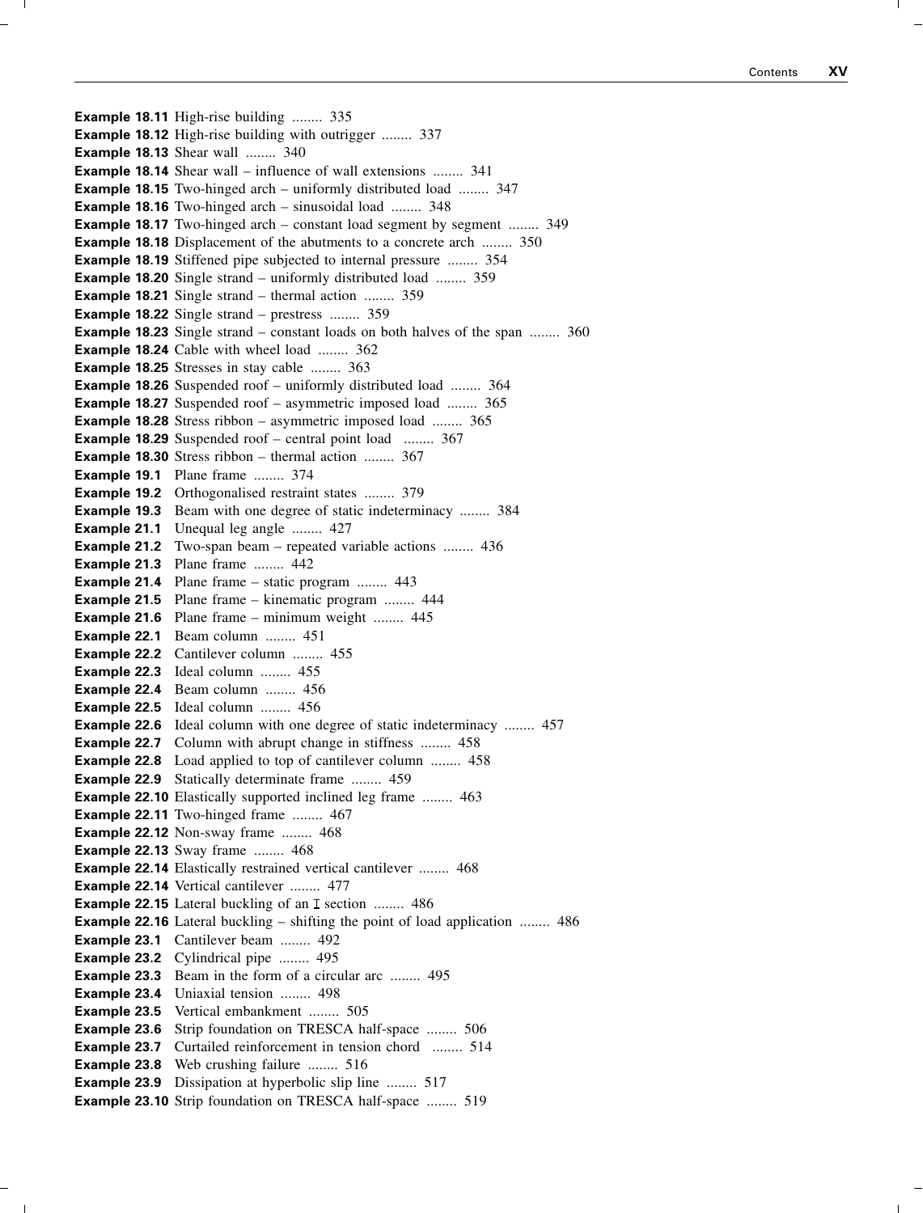**Example 18.11** High-rise building ........ 335
**Example 18.12** High-rise building with outrigger ........ 337
**Example 18.13** Shear wall ........ 340
**Example 18.14** Shear wall – influence of wall extensions ........ 341
**Example 18.15** Two-hinged arch – uniformly distributed load ........ 347
**Example 18.16** Two-hinged arch – sinusoidal load ........ 348
**Example 18.17** Two-hinged arch – constant load segment by segment ........ 349
**Example 18.18** Displacement of the abutments to a concrete arch ........ 350
**Example 18.19** Stiffened pipe subjected to internal pressure ........ 354
**Example 18.20** Single strand – uniformly distributed load ........ 359
**Example 18.21** Single strand – thermal action ........ 359
**Example 18.22** Single strand – prestress ........ 359
**Example 18.23** Single strand – constant loads on both halves of the span ........ 360
**Example 18.24** Cable with wheel load ........ 362
**Example 18.25** Stresses in stay cable ........ 363
**Example 18.26** Suspended roof – uniformly distributed load ........ 364
**Example 18.27** Suspended roof – asymmetric imposed load ........ 365
**Example 18.28** Stress ribbon – asymmetric imposed load ........ 365
**Example 18.29** Suspended roof – central point load ........ 367
**Example 18.30** Stress ribbon – thermal action ........ 367
**Example 19.1** Plane frame ........ 374
**Example 19.2** Orthogonalised restraint states ........ 379
**Example 19.3** Beam with one degree of static indeterminacy ........ 384
**Example 21.1** Unequal leg angle ........ 427
**Example 21.2** Two-span beam – repeated variable actions ........ 436
**Example 21.3** Plane frame ........ 442
**Example 21.4** Plane frame – static program ........ 443
**Example 21.5** Plane frame – kinematic program ........ 444
**Example 21.6** Plane frame – minimum weight ........ 445
**Example 22.1** Beam column ........ 451
**Example 22.2** Cantilever column ........ 455
**Example 22.3** Ideal column ........ 455
**Example 22.4** Beam column ........ 456
**Example 22.5** Ideal column ........ 456
**Example 22.6** Ideal column with one degree of static indeterminacy ........ 457
**Example 22.7** Column with abrupt change in stiffness ........ 458
**Example 22.8** Load applied to top of cantilever column ........ 458
**Example 22.9** Statically determinate frame ........ 459
**Example 22.10** Elastically supported inclined leg frame ........ 463
**Example 22.11** Two-hinged frame ........ 467
**Example 22.12** Non-sway frame ........ 468
**Example 22.13** Sway frame ........ 468
**Example 22.14** Elastically restrained vertical cantilever ........ 468
**Example 22.14** Vertical cantilever ........ 477
**Example 22.15** Lateral buckling of an I section ........ 486
**Example 22.16** Lateral buckling – shifting the point of load application ........ 486
**Example 23.1** Cantilever beam ........ 492
**Example 23.2** Cylindrical pipe ........ 495
**Example 23.3** Beam in the form of a circular arc ........ 495
**Example 23.4** Uniaxial tension ........ 498
**Example 23.5** Vertical embankment ........ 505
**Example 23.6** Strip foundation on TRESCA half-space ........ 506
**Example 23.7** Curtailed reinforcement in tension chord ........ 514
**Example 23.8** Web crushing failure ........ 516
**Example 23.9** Dissipation at hyperbolic slip line ........ 517
**Example 23.10** Strip foundation on TRESCA half-space ........ 519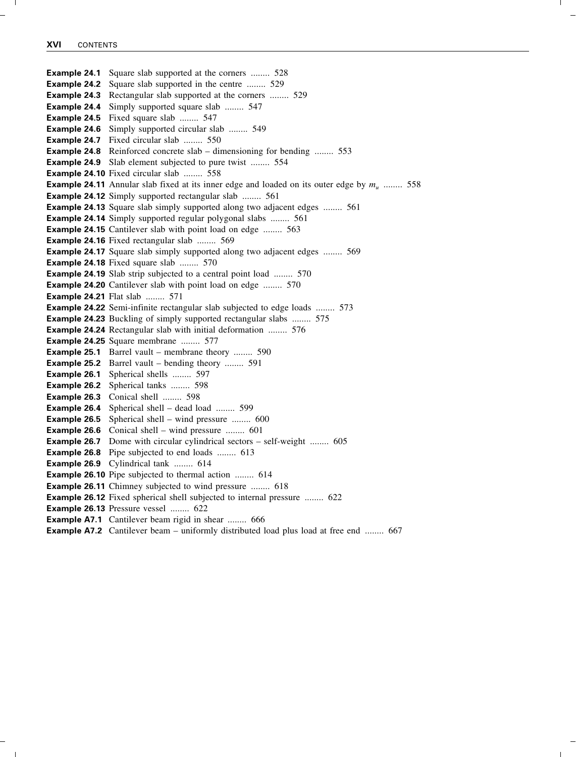**Example 24.1** Square slab supported at the corners ........ 528
**Example 24.2** Square slab supported in the centre ........ 529
**Example 24.3** Rectangular slab supported at the corners ........ 529
**Example 24.4** Simply supported square slab ........ 547
**Example 24.5** Fixed square slab ........ 547
**Example 24.6** Simply supported circular slab ........ 549
**Example 24.7** Fixed circular slab ........ 550
**Example 24.8** Reinforced concrete slab – dimensioning for bending ........ 553
**Example 24.9** Slab element subjected to pure twist ........ 554
**Example 24.10** Fixed circular slab ........ 558
**Example 24.11** Annular slab fixed at its inner edge and loaded on its outer edge by $m_u$ ........ 558
**Example 24.12** Simply supported rectangular slab ........ 561
**Example 24.13** Square slab simply supported along two adjacent edges ........ 561
**Example 24.14** Simply supported regular polygonal slabs ........ 561
**Example 24.15** Cantilever slab with point load on edge ........ 563
**Example 24.16** Fixed rectangular slab ........ 569
**Example 24.17** Square slab simply supported along two adjacent edges ........ 569
**Example 24.18** Fixed square slab ........ 570
**Example 24.19** Slab strip subjected to a central point load ........ 570
**Example 24.20** Cantilever slab with point load on edge ........ 570
**Example 24.21** Flat slab ........ 571
**Example 24.22** Semi-infinite rectangular slab subjected to edge loads ........ 573
**Example 24.23** Buckling of simply supported rectangular slabs ........ 575
**Example 24.24** Rectangular slab with initial deformation ........ 576
**Example 24.25** Square membrane ........ 577
**Example 25.1** Barrel vault – membrane theory ........ 590
**Example 25.2** Barrel vault – bending theory ........ 591
**Example 26.1** Spherical shells ........ 597
**Example 26.2** Spherical tanks ........ 598
**Example 26.3** Conical shell ........ 598
**Example 26.4** Spherical shell – dead load ........ 599
**Example 26.5** Spherical shell – wind pressure ........ 600
**Example 26.6** Conical shell – wind pressure ........ 601
**Example 26.7** Dome with circular cylindrical sectors – self-weight ........ 605
**Example 26.8** Pipe subjected to end loads ........ 613
**Example 26.9** Cylindrical tank ........ 614
**Example 26.10** Pipe subjected to thermal action ........ 614
**Example 26.11** Chimney subjected to wind pressure ........ 618
**Example 26.12** Fixed spherical shell subjected to internal pressure ........ 622
**Example 26.13** Pressure vessel ........ 622
**Example A7.1** Cantilever beam rigid in shear ........ 666
**Example A7.2** Cantilever beam – uniformly distributed load plus load at free end ........ 667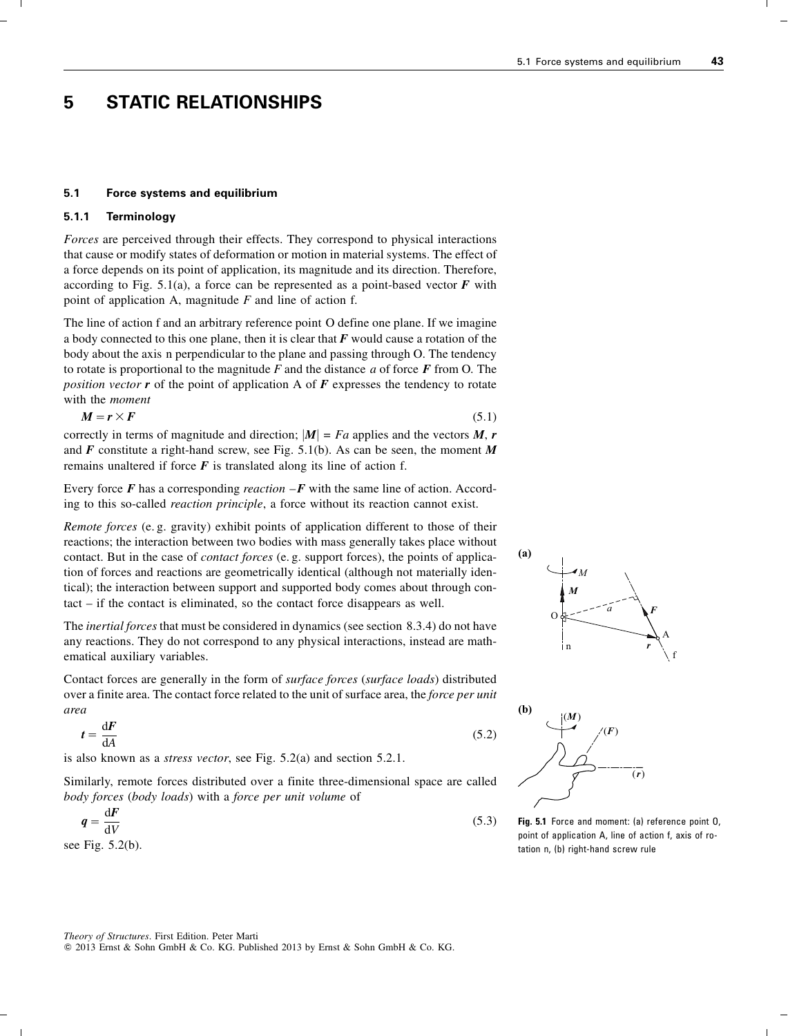# 5 STATIC RELATIONSHIPS

## 5.1 Force systems and equilibrium

### 5.1.1 Terminology

*Forces* are perceived through their effects. They correspond to physical interactions that cause or modify states of deformation or motion in material systems. The effect of a force depends on its point of application, its magnitude and its direction. Therefore, according to Fig. 5.1(a), a force can be represented as a point-based vector $\boldsymbol{F}$ with point of application A, magnitude $F$ and line of action f.

The line of action f and an arbitrary reference point O define one plane. If we imagine a body connected to this one plane, then it is clear that $\boldsymbol{F}$ would cause a rotation of the body about the axis n perpendicular to the plane and passing through O. The tendency to rotate is proportional to the magnitude $F$ and the distance $a$ of force $\boldsymbol{F}$ from O. The *position vector* $\boldsymbol{r}$ of the point of application A of $\boldsymbol{F}$ expresses the tendency to rotate with the *moment*

$$\boldsymbol{M} = \boldsymbol{r} \times \boldsymbol{F} \tag{5.1}$$

correctly in terms of magnitude and direction; $|\boldsymbol{M}| = Fa$ applies and the vectors $\boldsymbol{M}$, $\boldsymbol{r}$ and $\boldsymbol{F}$ constitute a right-hand screw, see Fig. 5.1(b). As can be seen, the moment $\boldsymbol{M}$ remains unaltered if force $\boldsymbol{F}$ is translated along its line of action f.

Every force $\boldsymbol{F}$ has a corresponding *reaction* $-\boldsymbol{F}$ with the same line of action. According to this so-called *reaction principle*, a force without its reaction cannot exist.

*Remote forces* (e. g. gravity) exhibit points of application different to those of their reactions; the interaction between two bodies with mass generally takes place without contact. But in the case of *contact forces* (e. g. support forces), the points of application of forces and reactions are geometrically identical (although not materially identical); the interaction between support and supported body comes about through contact – if the contact is eliminated, so the contact force disappears as well.

The *inertial forces* that must be considered in dynamics (see section 8.3.4) do not have any reactions. They do not correspond to any physical interactions, instead are mathematical auxiliary variables.

Contact forces are generally in the form of *surface forces* (*surface loads*) distributed over a finite area. The contact force related to the unit of surface area, the *force per unit area*

$$\boldsymbol{t} = \frac{\mathrm{d}\boldsymbol{F}}{\mathrm{d}A} \tag{5.2}$$

is also known as a *stress vector*, see Fig. 5.2(a) and section 5.2.1.

Similarly, remote forces distributed over a finite three-dimensional space are called *body forces* (*body loads*) with a *force per unit volume* of

$$\boldsymbol{q} = \frac{\mathrm{d}\boldsymbol{F}}{\mathrm{d}V} \tag{5.3}$$

see Fig. 5.2(b).

**Fig. 5.1** Force and moment: (a) reference point O, point of application A, line of action f, axis of rotation n, (b) right-hand screw rule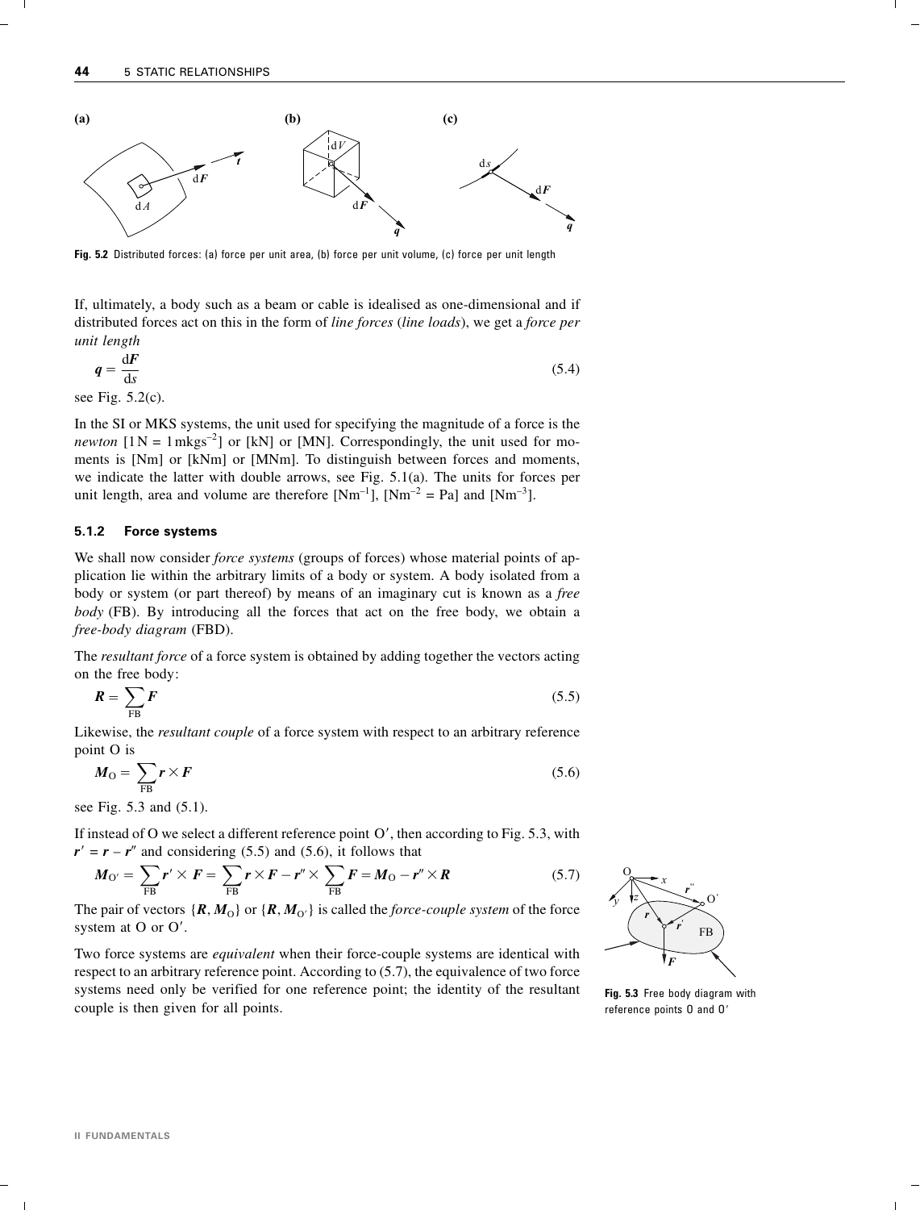**Fig. 5.2** Distributed forces: (a) force per unit area, (b) force per unit volume, (c) force per unit length

If, ultimately, a body such as a beam or cable is idealised as one-dimensional and if distributed forces act on this in the form of *line forces* (*line loads*), we get a *force per unit length*

$$\boldsymbol{q} = \frac{\mathrm{d}\boldsymbol{F}}{\mathrm{d}s} \tag{5.4}$$

see Fig. 5.2(c).

In the SI or MKS systems, the unit used for specifying the magnitude of a force is the *newton* [$1\,\mathrm{N} = 1\,\mathrm{mkgs}^{-2}$] or [kN] or [MN]. Correspondingly, the unit used for moments is [Nm] or [kNm] or [MNm]. To distinguish between forces and moments, we indicate the latter with double arrows, see Fig. 5.1(a). The units for forces per unit length, area and volume are therefore [$\mathrm{Nm}^{-1}$], [$\mathrm{Nm}^{-2} = \mathrm{Pa}$] and [$\mathrm{Nm}^{-3}$].

### 5.1.2 Force systems

We shall now consider *force systems* (groups of forces) whose material points of application lie within the arbitrary limits of a body or system. A body isolated from a body or system (or part thereof) by means of an imaginary cut is known as a *free body* (FB). By introducing all the forces that act on the free body, we obtain a *free-body diagram* (FBD).

The *resultant force* of a force system is obtained by adding together the vectors acting on the free body:

$$\boldsymbol{R} = \sum_{\mathrm{FB}} \boldsymbol{F} \tag{5.5}$$

Likewise, the *resultant couple* of a force system with respect to an arbitrary reference point O is

$$\boldsymbol{M}_{\mathrm{O}} = \sum_{\mathrm{FB}} \boldsymbol{r} \times \boldsymbol{F} \tag{5.6}$$

see Fig. 5.3 and (5.1).

If instead of O we select a different reference point O′, then according to Fig. 5.3, with $\boldsymbol{r}' = \boldsymbol{r} - \boldsymbol{r}''$ and considering (5.5) and (5.6), it follows that

$$\boldsymbol{M}_{\mathrm{O}'} = \sum_{\mathrm{FB}} \boldsymbol{r}' \times \boldsymbol{F} = \sum_{\mathrm{FB}} \boldsymbol{r} \times \boldsymbol{F} - \boldsymbol{r}'' \times \sum_{\mathrm{FB}} \boldsymbol{F} = \boldsymbol{M}_{\mathrm{O}} - \boldsymbol{r}'' \times \boldsymbol{R} \tag{5.7}$$

The pair of vectors $\{\boldsymbol{R}, \boldsymbol{M}_{\mathrm{O}}\}$ or $\{\boldsymbol{R}, \boldsymbol{M}_{\mathrm{O}'}\}$ is called the *force-couple system* of the force system at O or O′.

Two force systems are *equivalent* when their force-couple systems are identical with respect to an arbitrary reference point. According to (5.7), the equivalence of two force systems need only be verified for one reference point; the identity of the resultant couple is then given for all points.

**Fig. 5.3** Free body diagram with reference points O and O′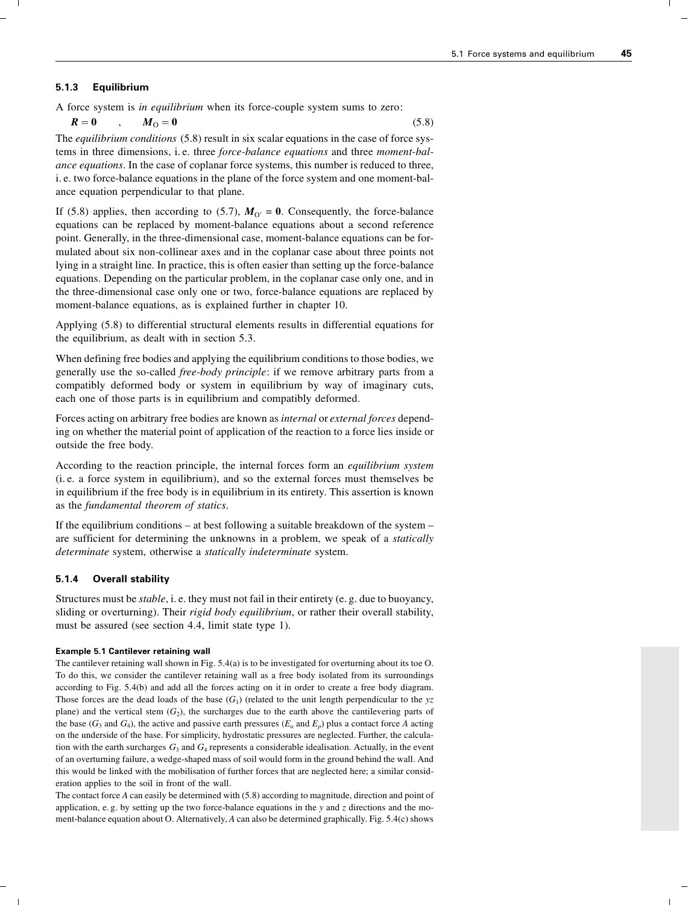### 5.1.3 Equilibrium

A force system is *in equilibrium* when its force-couple system sums to zero:

$$\boldsymbol{R} = \boldsymbol{0} \quad , \quad \boldsymbol{M}_{\mathrm{O}} = \boldsymbol{0} \tag{5.8}$$

The *equilibrium conditions* (5.8) result in six scalar equations in the case of force systems in three dimensions, i. e. three *force-balance equations* and three *moment-balance equations*. In the case of coplanar force systems, this number is reduced to three, i. e. two force-balance equations in the plane of the force system and one moment-balance equation perpendicular to that plane.

If (5.8) applies, then according to (5.7), $\boldsymbol{M}_{\mathrm{O'}} = \boldsymbol{0}$. Consequently, the force-balance equations can be replaced by moment-balance equations about a second reference point. Generally, in the three-dimensional case, moment-balance equations can be formulated about six non-collinear axes and in the coplanar case about three points not lying in a straight line. In practice, this is often easier than setting up the force-balance equations. Depending on the particular problem, in the coplanar case only one, and in the three-dimensional case only one or two, force-balance equations are replaced by moment-balance equations, as is explained further in chapter 10.

Applying (5.8) to differential structural elements results in differential equations for the equilibrium, as dealt with in section 5.3.

When defining free bodies and applying the equilibrium conditions to those bodies, we generally use the so-called *free-body principle*: if we remove arbitrary parts from a compatibly deformed body or system in equilibrium by way of imaginary cuts, each one of those parts is in equilibrium and compatibly deformed.

Forces acting on arbitrary free bodies are known as *internal* or *external forces* depending on whether the material point of application of the reaction to a force lies inside or outside the free body.

According to the reaction principle, the internal forces form an *equilibrium system* (i. e. a force system in equilibrium), and so the external forces must themselves be in equilibrium if the free body is in equilibrium in its entirety. This assertion is known as the *fundamental theorem of statics*.

If the equilibrium conditions – at best following a suitable breakdown of the system – are sufficient for determining the unknowns in a problem, we speak of a *statically determinate* system, otherwise a *statically indeterminate* system.

### 5.1.4 Overall stability

Structures must be *stable*, i. e. they must not fail in their entirety (e. g. due to buoyancy, sliding or overturning). Their *rigid body equilibrium*, or rather their overall stability, must be assured (see section 4.4, limit state type 1).

**Example 5.1 Cantilever retaining wall**

The cantilever retaining wall shown in Fig. 5.4(a) is to be investigated for overturning about its toe O. To do this, we consider the cantilever retaining wall as a free body isolated from its surroundings according to Fig. 5.4(b) and add all the forces acting on it in order to create a free body diagram. Those forces are the dead loads of the base ($G_1$) (related to the unit length perpendicular to the $yz$ plane) and the vertical stem ($G_2$), the surcharges due to the earth above the cantilevering parts of the base ($G_3$ and $G_4$), the active and passive earth pressures ($E_a$ and $E_p$) plus a contact force $A$ acting on the underside of the base. For simplicity, hydrostatic pressures are neglected. Further, the calculation with the earth surcharges $G_3$ and $G_4$ represents a considerable idealisation. Actually, in the event of an overturning failure, a wedge-shaped mass of soil would form in the ground behind the wall. And this would be linked with the mobilisation of further forces that are neglected here; a similar consideration applies to the soil in front of the wall.

The contact force $A$ can easily be determined with (5.8) according to magnitude, direction and point of application, e. g. by setting up the two force-balance equations in the $y$ and $z$ directions and the moment-balance equation about O. Alternatively, $A$ can also be determined graphically. Fig. 5.4(c) shows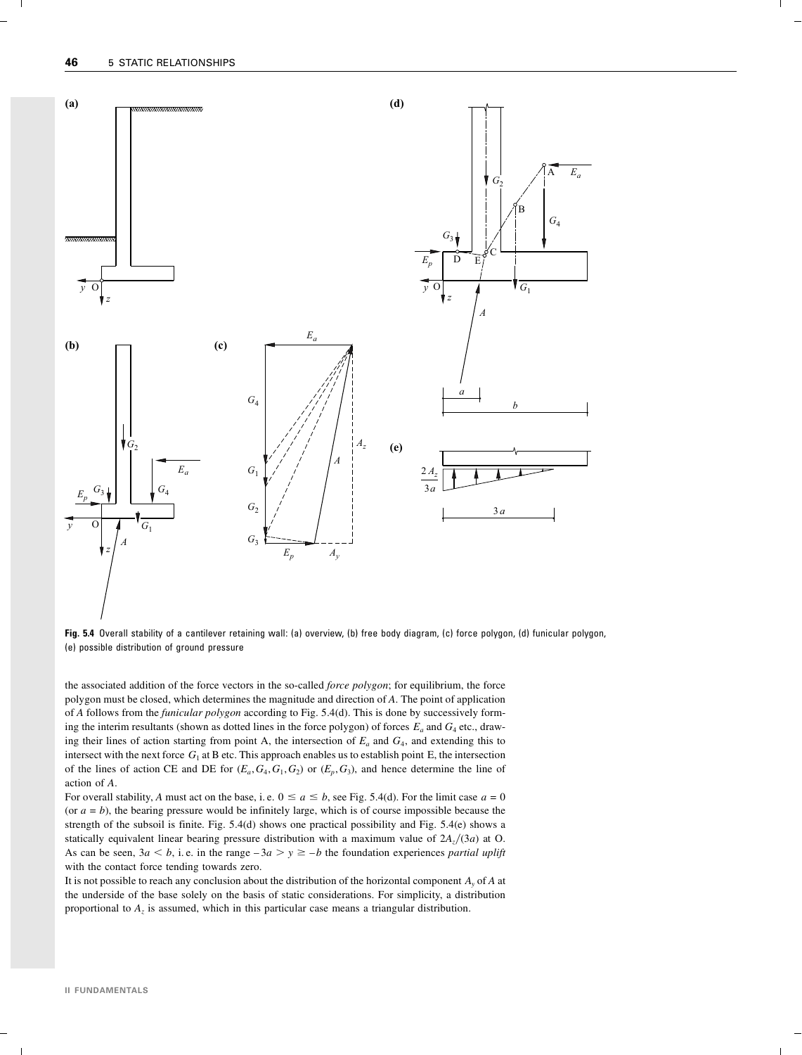**Fig. 5.4** Overall stability of a cantilever retaining wall: (a) overview, (b) free body diagram, (c) force polygon, (d) funicular polygon, (e) possible distribution of ground pressure

the associated addition of the force vectors in the so-called *force polygon*; for equilibrium, the force polygon must be closed, which determines the magnitude and direction of $A$. The point of application of $A$ follows from the *funicular polygon* according to Fig. 5.4(d). This is done by successively forming the interim resultants (shown as dotted lines in the force polygon) of forces $E_a$ and $G_4$ etc., drawing their lines of action starting from point A, the intersection of $E_a$ and $G_4$, and extending this to intersect with the next force $G_1$ at B etc. This approach enables us to establish point E, the intersection of the lines of action CE and DE for $(E_a, G_4, G_1, G_2)$ or $(E_p, G_3)$, and hence determine the line of action of $A$.

For overall stability, $A$ must act on the base, i.e. $0 \leq a \leq b$, see Fig. 5.4(d). For the limit case $a = 0$ (or $a = b$), the bearing pressure would be infinitely large, which is of course impossible because the strength of the subsoil is finite. Fig. 5.4(d) shows one practical possibility and Fig. 5.4(e) shows a statically equivalent linear bearing pressure distribution with a maximum value of $2A_z/(3a)$ at O. As can be seen, $3a < b$, i.e. in the range $-3a > y \geq -b$ the foundation experiences *partial uplift* with the contact force tending towards zero.

It is not possible to reach any conclusion about the distribution of the horizontal component $A_y$ of $A$ at the underside of the base solely on the basis of static considerations. For simplicity, a distribution proportional to $A_z$ is assumed, which in this particular case means a triangular distribution.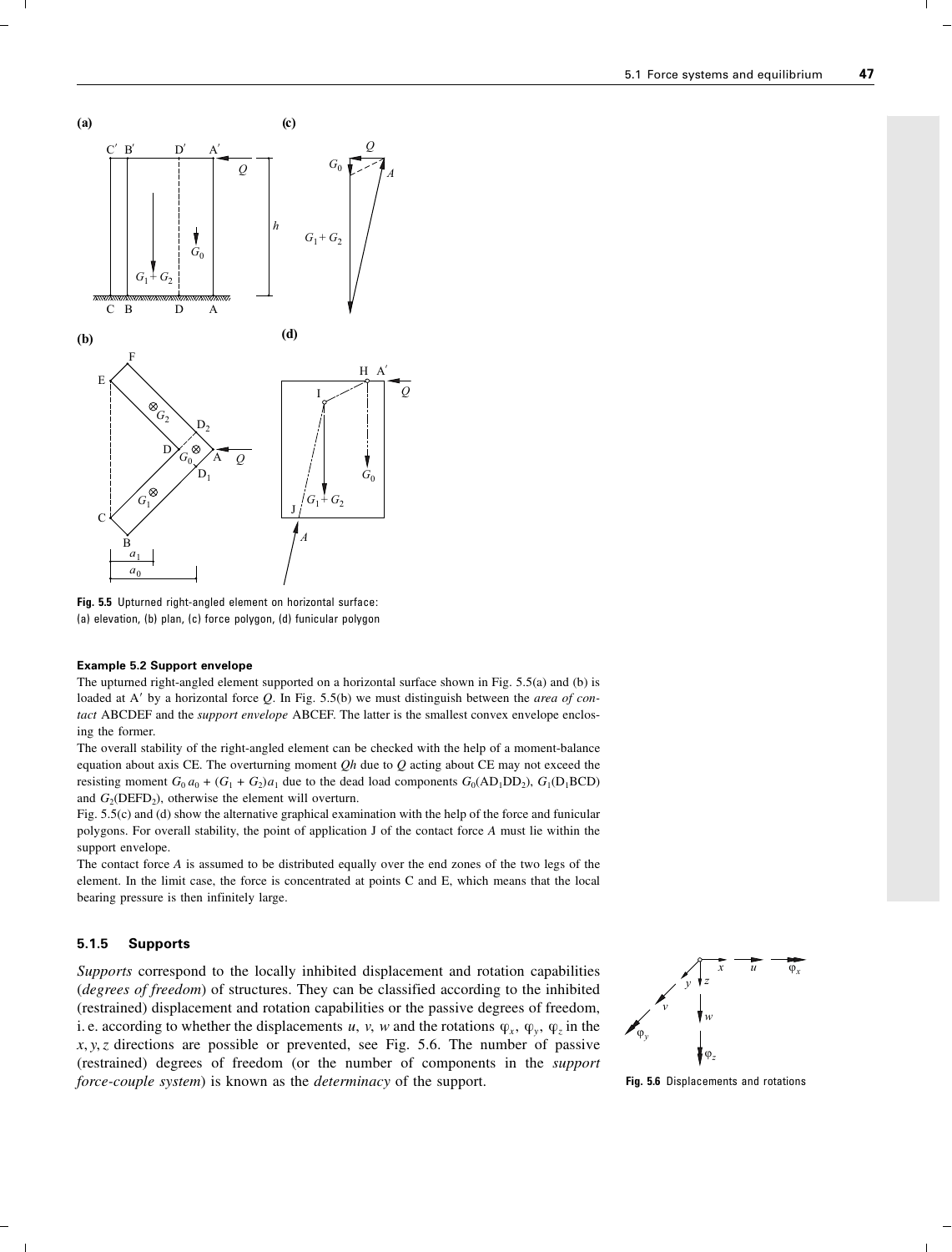Fig. 5.5 Upturned right-angled element on horizontal surface: (a) elevation, (b) plan, (c) force polygon, (d) funicular polygon

#### Example 5.2 Support envelope

The upturned right-angled element supported on a horizontal surface shown in Fig. 5.5(a) and (b) is loaded at A′ by a horizontal force $Q$. In Fig. 5.5(b) we must distinguish between the *area of contact* ABCDEF and the *support envelope* ABCEF. The latter is the smallest convex envelope enclosing the former.

The overall stability of the right-angled element can be checked with the help of a moment-balance equation about axis CE. The overturning moment $Qh$ due to $Q$ acting about CE may not exceed the resisting moment $G_0 a_0 + (G_1 + G_2)a_1$ due to the dead load components $G_0(AD_1DD_2)$, $G_1(D_1BCD)$ and $G_2(DEFD_2)$, otherwise the element will overturn.

Fig. 5.5(c) and (d) show the alternative graphical examination with the help of the force and funicular polygons. For overall stability, the point of application J of the contact force $A$ must lie within the support envelope.

The contact force $A$ is assumed to be distributed equally over the end zones of the two legs of the element. In the limit case, the force is concentrated at points C and E, which means that the local bearing pressure is then infinitely large.

### 5.1.5 Supports

*Supports* correspond to the locally inhibited displacement and rotation capabilities (*degrees of freedom*) of structures. They can be classified according to the inhibited (restrained) displacement and rotation capabilities or the passive degrees of freedom, i. e. according to whether the displacements $u$, $v$, $w$ and the rotations $\varphi_x$, $\varphi_y$, $\varphi_z$ in the $x, y, z$ directions are possible or prevented, see Fig. 5.6. The number of passive (restrained) degrees of freedom (or the number of components in the *support force-couple system*) is known as the *determinacy* of the support.

Fig. 5.6 Displacements and rotations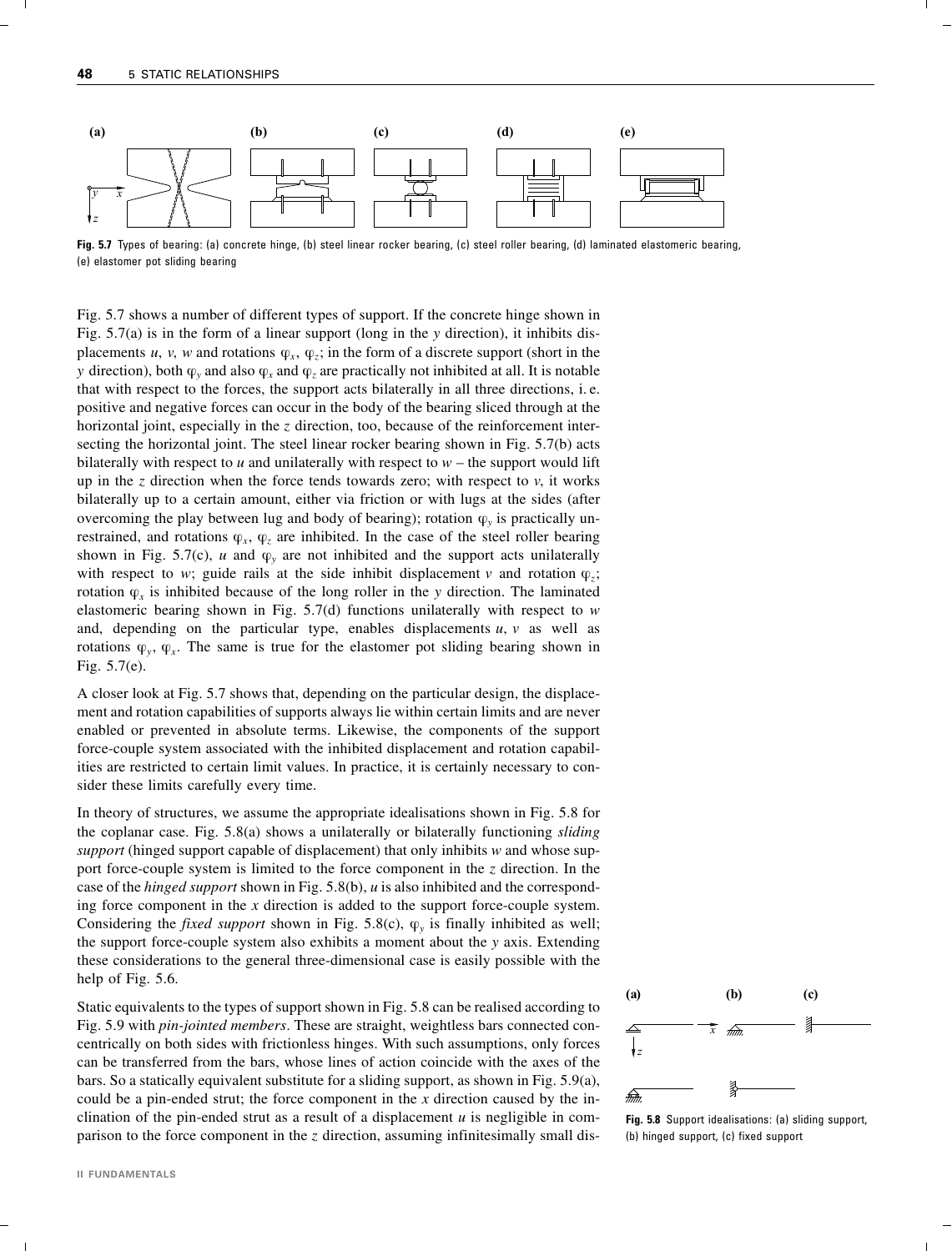**Fig. 5.7** Types of bearing: (a) concrete hinge, (b) steel linear rocker bearing, (c) steel roller bearing, (d) laminated elastomeric bearing, (e) elastomer pot sliding bearing

Fig. 5.7 shows a number of different types of support. If the concrete hinge shown in Fig. 5.7(a) is in the form of a linear support (long in the $y$ direction), it inhibits displacements $u$, $v$, $w$ and rotations $\varphi_x$, $\varphi_z$; in the form of a discrete support (short in the $y$ direction), both $\varphi_y$ and also $\varphi_x$ and $\varphi_z$ are practically not inhibited at all. It is notable that with respect to the forces, the support acts bilaterally in all three directions, i. e. positive and negative forces can occur in the body of the bearing sliced through at the horizontal joint, especially in the $z$ direction, too, because of the reinforcement intersecting the horizontal joint. The steel linear rocker bearing shown in Fig. 5.7(b) acts bilaterally with respect to $u$ and unilaterally with respect to $w$ – the support would lift up in the $z$ direction when the force tends towards zero; with respect to $v$, it works bilaterally up to a certain amount, either via friction or with lugs at the sides (after overcoming the play between lug and body of bearing); rotation $\varphi_y$ is practically unrestrained, and rotations $\varphi_x$, $\varphi_z$ are inhibited. In the case of the steel roller bearing shown in Fig. 5.7(c), $u$ and $\varphi_y$ are not inhibited and the support acts unilaterally with respect to $w$; guide rails at the side inhibit displacement $v$ and rotation $\varphi_z$; rotation $\varphi_x$ is inhibited because of the long roller in the $y$ direction. The laminated elastomeric bearing shown in Fig. 5.7(d) functions unilaterally with respect to $w$ and, depending on the particular type, enables displacements $u$, $v$ as well as rotations $\varphi_y$, $\varphi_x$. The same is true for the elastomer pot sliding bearing shown in Fig. 5.7(e).

A closer look at Fig. 5.7 shows that, depending on the particular design, the displacement and rotation capabilities of supports always lie within certain limits and are never enabled or prevented in absolute terms. Likewise, the components of the support force-couple system associated with the inhibited displacement and rotation capabilities are restricted to certain limit values. In practice, it is certainly necessary to consider these limits carefully every time.

In theory of structures, we assume the appropriate idealisations shown in Fig. 5.8 for the coplanar case. Fig. 5.8(a) shows a unilaterally or bilaterally functioning *sliding support* (hinged support capable of displacement) that only inhibits $w$ and whose support force-couple system is limited to the force component in the $z$ direction. In the case of the *hinged support* shown in Fig. 5.8(b), $u$ is also inhibited and the corresponding force component in the $x$ direction is added to the support force-couple system. Considering the *fixed support* shown in Fig. 5.8(c), $\varphi_y$ is finally inhibited as well; the support force-couple system also exhibits a moment about the $y$ axis. Extending these considerations to the general three-dimensional case is easily possible with the help of Fig. 5.6.

Static equivalents to the types of support shown in Fig. 5.8 can be realised according to Fig. 5.9 with *pin-jointed members*. These are straight, weightless bars connected concentrically on both sides with frictionless hinges. With such assumptions, only forces can be transferred from the bars, whose lines of action coincide with the axes of the bars. So a statically equivalent substitute for a sliding support, as shown in Fig. 5.9(a), could be a pin-ended strut; the force component in the $x$ direction caused by the inclination of the pin-ended strut as a result of a displacement $u$ is negligible in comparison to the force component in the $z$ direction, assuming infinitesimally small dis-

**Fig. 5.8** Support idealisations: (a) sliding support, (b) hinged support, (c) fixed support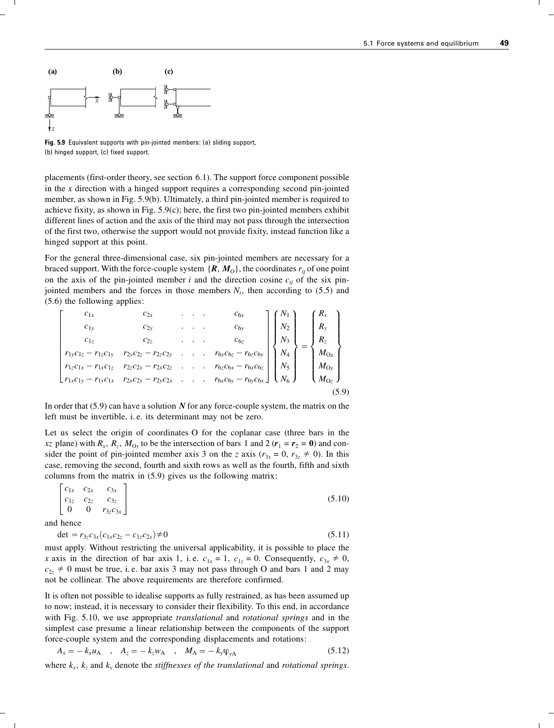Fig. 5.9 Equivalent supports with pin-jointed members: (a) sliding support, (b) hinged support, (c) fixed support.

placements (first-order theory, see section 6.1). The support force component possible in the $x$ direction with a hinged support requires a corresponding second pin-jointed member, as shown in Fig. 5.9(b). Ultimately, a third pin-jointed member is required to achieve fixity, as shown in Fig. 5.9(c); here, the first two pin-jointed members exhibit different lines of action and the axis of the third may not pass through the intersection of the first two, otherwise the support would not provide fixity, instead function like a hinged support at this point.

For the general three-dimensional case, six pin-jointed members are necessary for a braced support. With the force-couple system $\{\boldsymbol{R}, \boldsymbol{M}_O\}$, the coordinates $r_{ij}$ of one point on the axis of the pin-jointed member $i$ and the direction cosine $c_{ij}$ of the six pin-jointed members and the forces in those members $N_i$, then according to (5.5) and (5.6) the following applies:

$$\begin{bmatrix} c_{1x} & c_{2x} & \cdots & c_{6x} \\ c_{1y} & c_{2y} & \cdots & c_{6y} \\ c_{1z} & c_{2z} & \cdots & c_{6z} \\ r_{1y}c_{1z} - r_{1z}c_{1y} & r_{2y}c_{2z} - r_{2z}c_{2y} & \cdots & r_{6y}c_{6z} - r_{6z}c_{6y} \\ r_{1z}c_{1x} - r_{1x}c_{1z} & r_{2z}c_{2x} - r_{2x}c_{2z} & \cdots & r_{6z}c_{6x} - r_{6x}c_{6z} \\ r_{1x}c_{1y} - r_{1y}c_{1x} & r_{2x}c_{2y} - r_{2y}c_{2x} & \cdots & r_{6x}c_{6y} - r_{6y}c_{6x} \end{bmatrix} \begin{Bmatrix} N_1 \\ N_2 \\ N_3 \\ N_4 \\ N_5 \\ N_6 \end{Bmatrix} = \begin{Bmatrix} R_x \\ R_y \\ R_z \\ M_{Ox} \\ M_{Oy} \\ M_{Oz} \end{Bmatrix} \tag{5.9}$$

In order that (5.9) can have a solution $\boldsymbol{N}$ for any force-couple system, the matrix on the left must be invertible, i. e. its determinant may not be zero.

Let us select the origin of coordinates O for the coplanar case (three bars in the $xz$ plane) with $R_x$, $R_z$, $M_{Oy}$ to be the intersection of bars 1 and 2 ($\boldsymbol{r}_1 = \boldsymbol{r}_2 = \boldsymbol{0}$) and consider the point of pin-jointed member axis 3 on the $z$ axis ($r_{3x} = 0$, $r_{3z} \neq 0$). In this case, removing the second, fourth and sixth rows as well as the fourth, fifth and sixth columns from the matrix in (5.9) gives us the following matrix:

$$\begin{bmatrix} c_{1x} & c_{2x} & c_{3x} \\ c_{1z} & c_{2z} & c_{3z} \\ 0 & 0 & r_{3z}c_{3x} \end{bmatrix} \tag{5.10}$$

and hence

$$\det = r_{3z}c_{3x}(c_{1x}c_{2z} - c_{1z}c_{2x}) \neq 0 \tag{5.11}$$

must apply. Without restricting the universal applicability, it is possible to place the $x$ axis in the direction of bar axis 1, i. e. $c_{1x} = 1$, $c_{1z} = 0$. Consequently, $c_{3x} \neq 0$, $c_{2z} \neq 0$ must be true, i. e. bar axis 3 may not pass through O and bars 1 and 2 may not be collinear. The above requirements are therefore confirmed.

It is often not possible to idealise supports as fully restrained, as has been assumed up to now; instead, it is necessary to consider their flexibility. To this end, in accordance with Fig. 5.10, we use appropriate *translational* and *rotational springs* and in the simplest case presume a linear relationship between the components of the support force-couple system and the corresponding displacements and rotations:

$$A_x = -k_x u_A \quad , \quad A_z = -k_z w_A \quad , \quad M_A = -k_y \varphi_{yA} \tag{5.12}$$

where $k_x$, $k_z$ and $k_y$ denote the *stiffnesses of the translational* and *rotational springs*.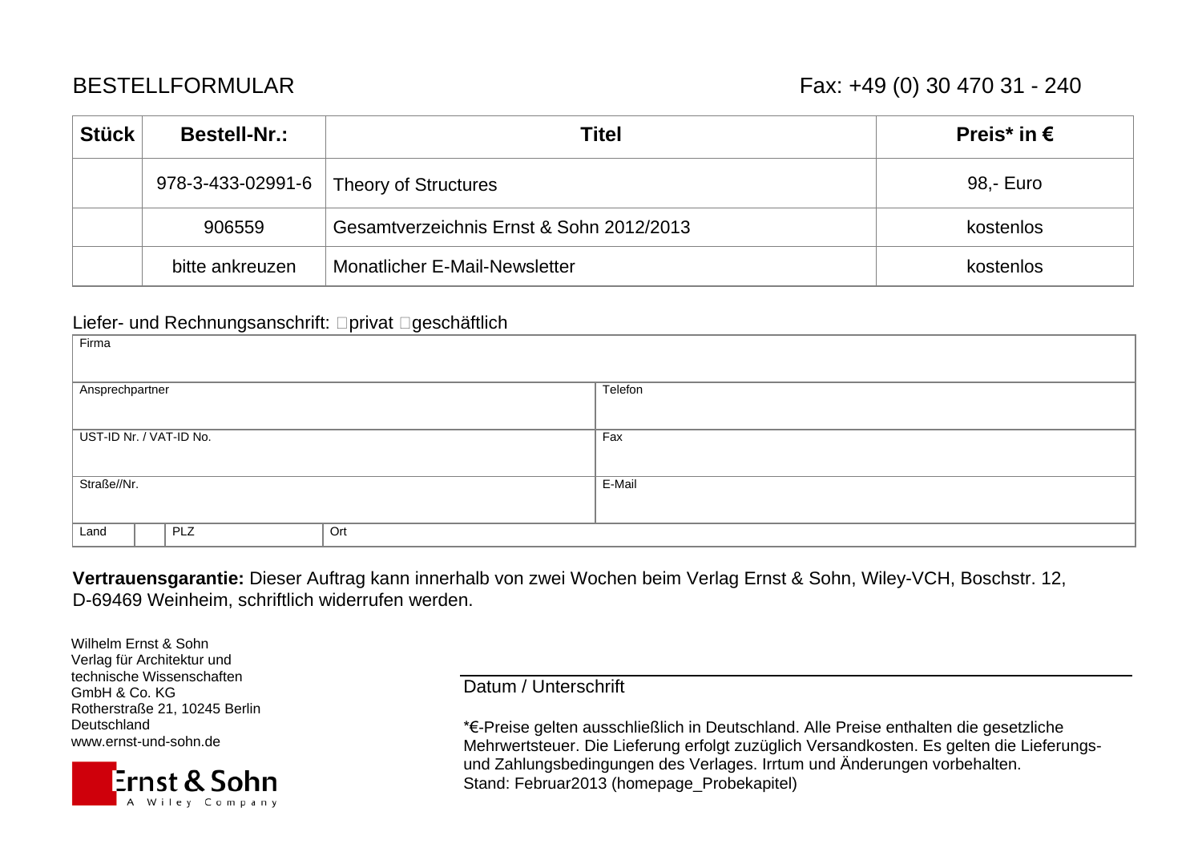BESTELLFORMULAR

Fax: +49 (0) 30 470 31 - 240

| Stück | Bestell-Nr.: | Titel | Preis* in € |
|---|---|---|---|
| | 978-3-433-02991-6 | Theory of Structures | 98,- Euro |
| | 906559 | Gesamtverzeichnis Ernst & Sohn 2012/2013 | kostenlos |
| | bitte ankreuzen | Monatlicher E-Mail-Newsletter | kostenlos |

Liefer- und Rechnungsanschrift: ☐privat ☐geschäftlich

| | |
|---|---|
| Firma | |
| Ansprechpartner | Telefon |
| UST-ID Nr. / VAT-ID No. | Fax |
| Straße//Nr. | E-Mail |
| Land / PLZ / Ort | |

**Vertrauensgarantie:** Dieser Auftrag kann innerhalb von zwei Wochen beim Verlag Ernst & Sohn, Wiley-VCH, Boschstr. 12, D-69469 Weinheim, schriftlich widerrufen werden.

Wilhelm Ernst & Sohn
Verlag für Architektur und
technische Wissenschaften
GmbH & Co. KG
Rotherstraße 21, 10245 Berlin
Deutschland
www.ernst-und-sohn.de

Ernst & Sohn
A Wiley Company

Datum / Unterschrift

*€-Preise gelten ausschließlich in Deutschland. Alle Preise enthalten die gesetzliche Mehrwertsteuer. Die Lieferung erfolgt zuzüglich Versandkosten. Es gelten die Lieferungs- und Zahlungsbedingungen des Verlages. Irrtum und Änderungen vorbehalten.
Stand: Februar2013 (homepage_Probekapitel)